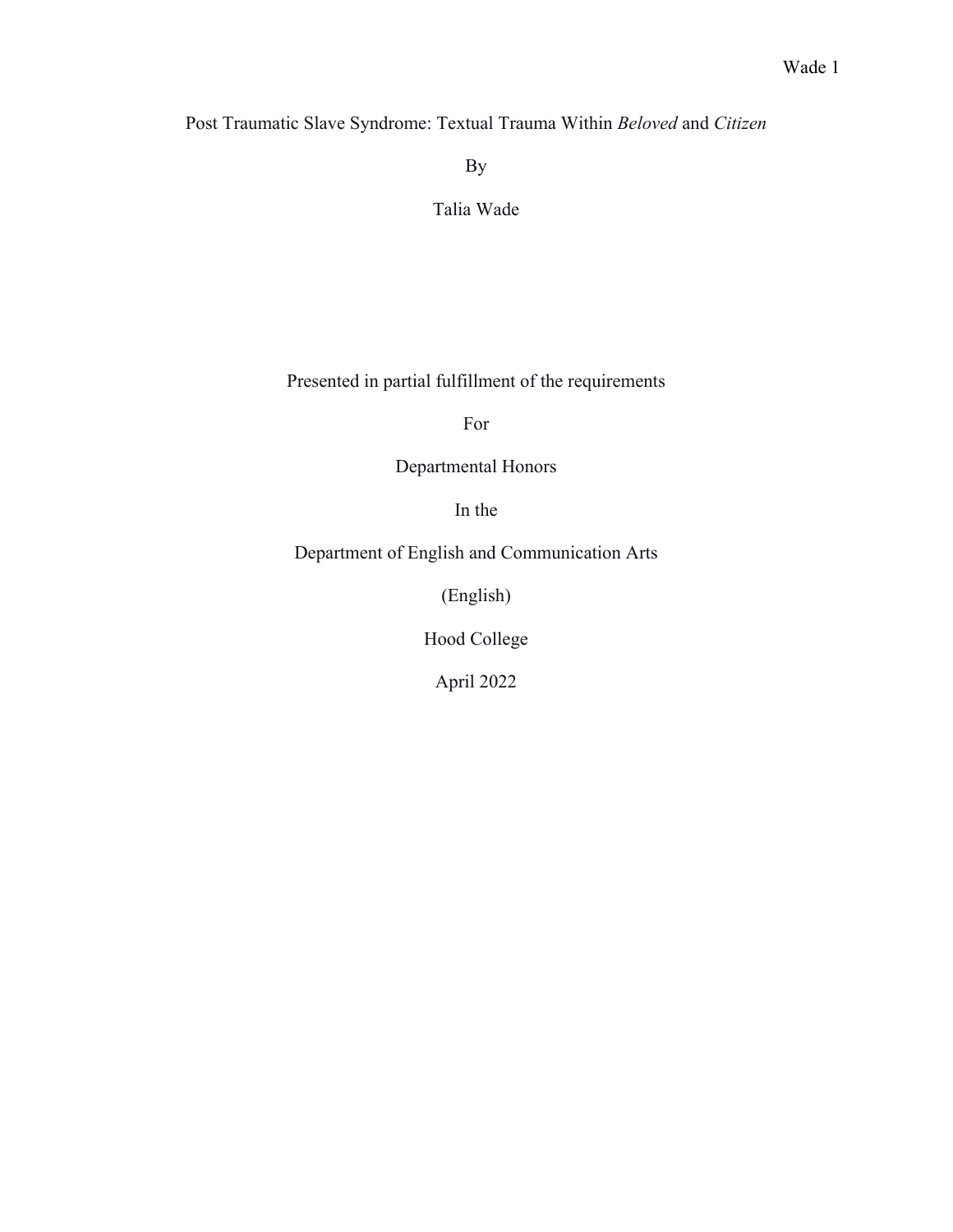# Post Traumatic Slave Syndrome: Textual Trauma Within *Beloved* and *Citizen*

By

Talia Wade

Presented in partial fulfillment of the requirements

For

Departmental Honors

In the

Department of English and Communication Arts

(English)

Hood College

April 2022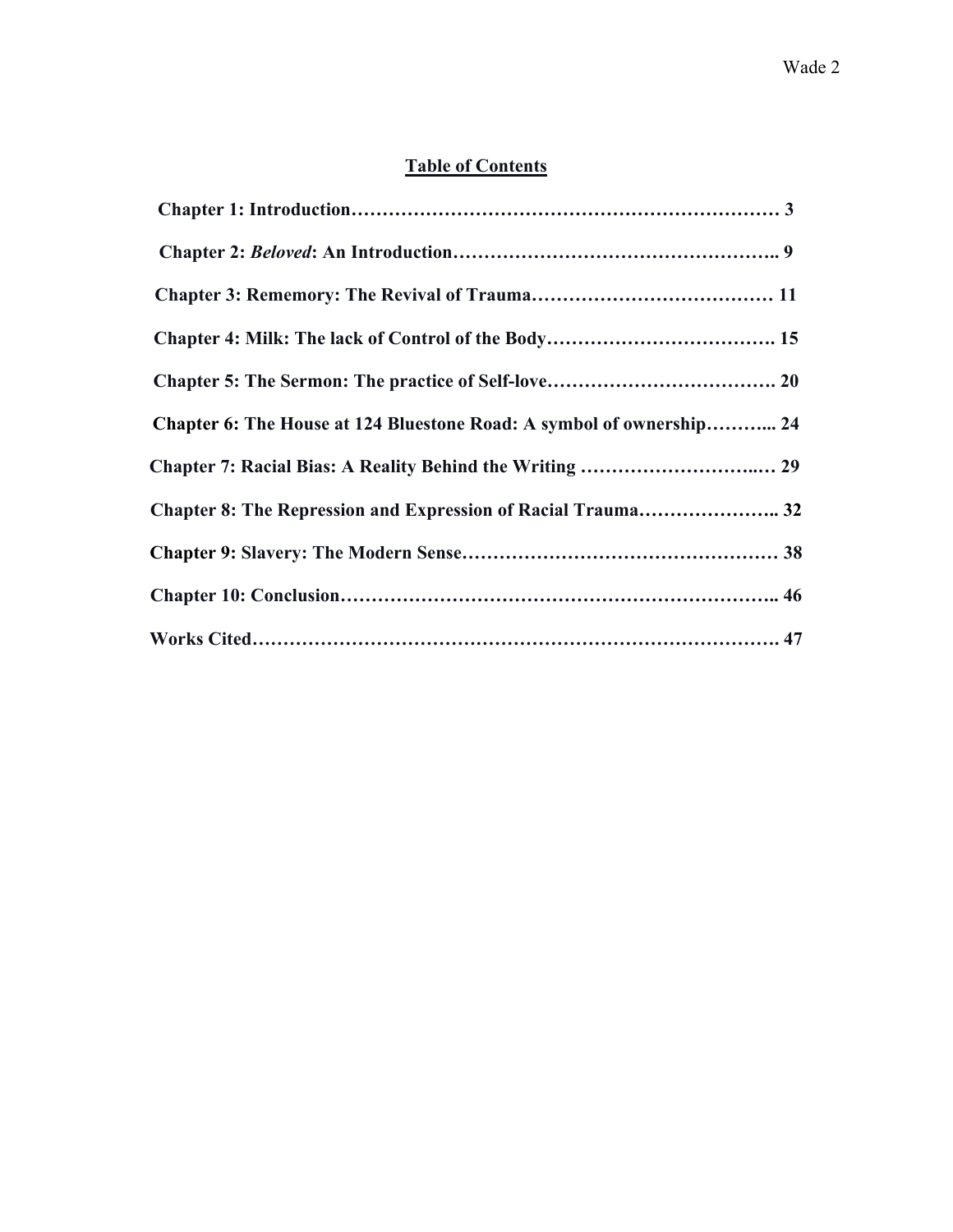## Table of Contents

**Chapter 1: Introduction…………………………………………………………… 3**

**Chapter 2: *Beloved*: An Introduction…………………………………………….. 9**

**Chapter 3: Rememory: The Revival of Trauma………………………………… 11**

**Chapter 4: Milk: The lack of Control of the Body………………………………. 15**

**Chapter 5: The Sermon: The practice of Self-love………………………………. 20**

**Chapter 6: The House at 124 Bluestone Road: A symbol of ownership………... 24**

**Chapter 7: Racial Bias: A Reality Behind the Writing ………………………..… 29**

**Chapter 8: The Repression and Expression of Racial Trauma………………….. 32**

**Chapter 9: Slavery: The Modern Sense…………………………………………… 38**

**Chapter 10: Conclusion…………………………………………………………….. 46**

**Works Cited………………………………………………………………………. 47**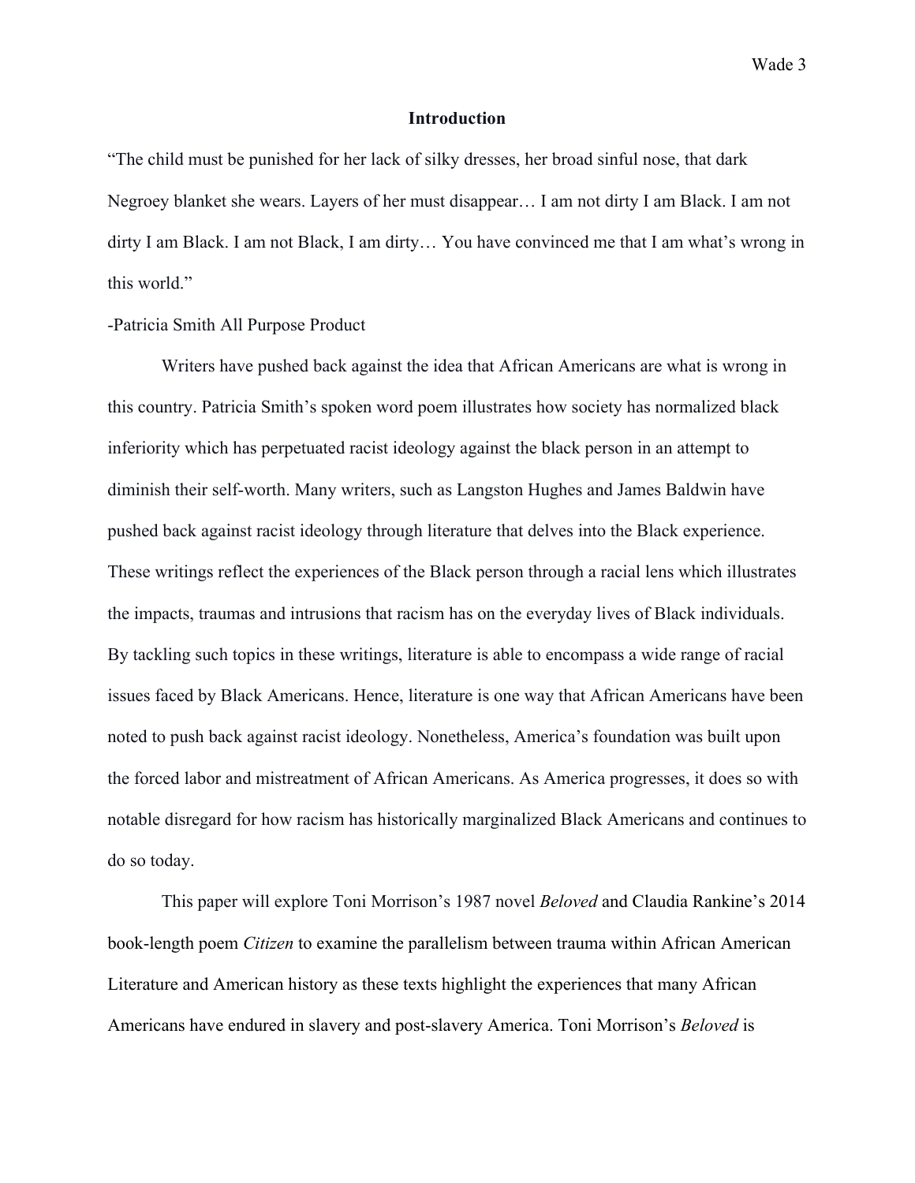## Introduction

"The child must be punished for her lack of silky dresses, her broad sinful nose, that dark Negroey blanket she wears. Layers of her must disappear… I am not dirty I am Black. I am not dirty I am Black. I am not Black, I am dirty… You have convinced me that I am what's wrong in this world."

-Patricia Smith All Purpose Product

Writers have pushed back against the idea that African Americans are what is wrong in this country. Patricia Smith's spoken word poem illustrates how society has normalized black inferiority which has perpetuated racist ideology against the black person in an attempt to diminish their self-worth. Many writers, such as Langston Hughes and James Baldwin have pushed back against racist ideology through literature that delves into the Black experience. These writings reflect the experiences of the Black person through a racial lens which illustrates the impacts, traumas and intrusions that racism has on the everyday lives of Black individuals. By tackling such topics in these writings, literature is able to encompass a wide range of racial issues faced by Black Americans. Hence, literature is one way that African Americans have been noted to push back against racist ideology. Nonetheless, America's foundation was built upon the forced labor and mistreatment of African Americans. As America progresses, it does so with notable disregard for how racism has historically marginalized Black Americans and continues to do so today.

This paper will explore Toni Morrison's 1987 novel *Beloved* and Claudia Rankine's 2014 book-length poem *Citizen* to examine the parallelism between trauma within African American Literature and American history as these texts highlight the experiences that many African Americans have endured in slavery and post-slavery America. Toni Morrison's *Beloved* is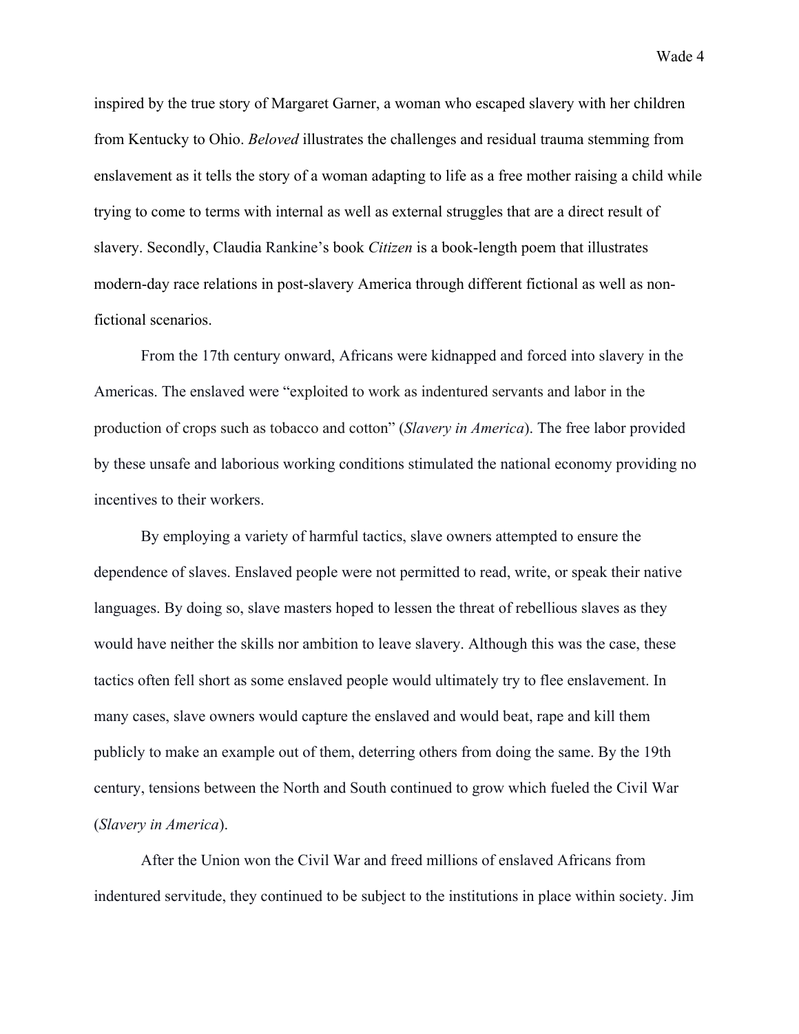inspired by the true story of Margaret Garner, a woman who escaped slavery with her children from Kentucky to Ohio. *Beloved* illustrates the challenges and residual trauma stemming from enslavement as it tells the story of a woman adapting to life as a free mother raising a child while trying to come to terms with internal as well as external struggles that are a direct result of slavery. Secondly, Claudia Rankine's book *Citizen* is a book-length poem that illustrates modern-day race relations in post-slavery America through different fictional as well as non-fictional scenarios.

From the 17th century onward, Africans were kidnapped and forced into slavery in the Americas. The enslaved were "exploited to work as indentured servants and labor in the production of crops such as tobacco and cotton" (*Slavery in America*). The free labor provided by these unsafe and laborious working conditions stimulated the national economy providing no incentives to their workers.

By employing a variety of harmful tactics, slave owners attempted to ensure the dependence of slaves. Enslaved people were not permitted to read, write, or speak their native languages. By doing so, slave masters hoped to lessen the threat of rebellious slaves as they would have neither the skills nor ambition to leave slavery. Although this was the case, these tactics often fell short as some enslaved people would ultimately try to flee enslavement. In many cases, slave owners would capture the enslaved and would beat, rape and kill them publicly to make an example out of them, deterring others from doing the same. By the 19th century, tensions between the North and South continued to grow which fueled the Civil War (*Slavery in America*).

After the Union won the Civil War and freed millions of enslaved Africans from indentured servitude, they continued to be subject to the institutions in place within society. Jim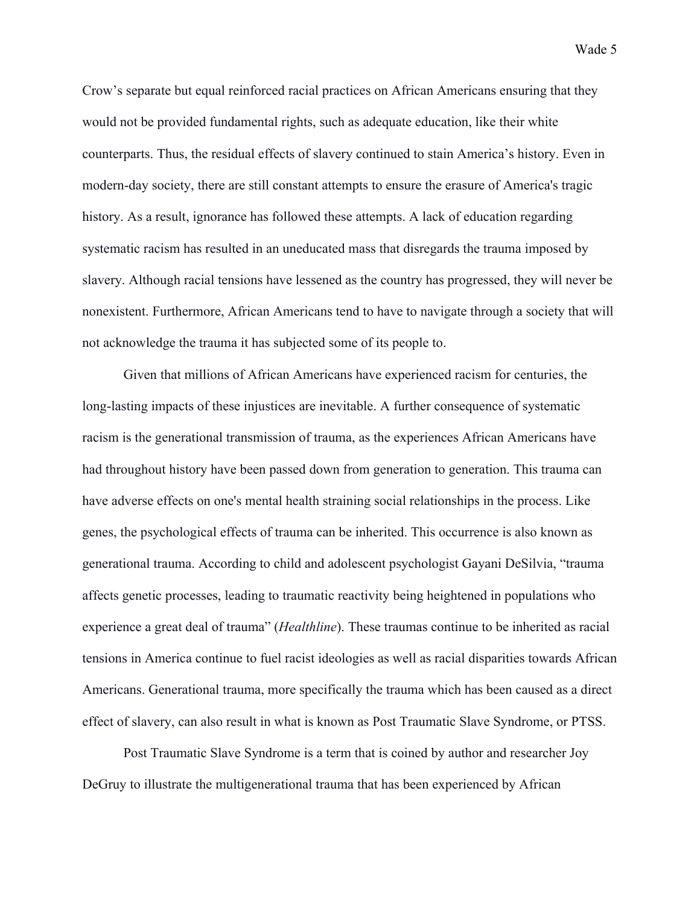Crow's separate but equal reinforced racial practices on African Americans ensuring that they would not be provided fundamental rights, such as adequate education, like their white counterparts. Thus, the residual effects of slavery continued to stain America's history. Even in modern-day society, there are still constant attempts to ensure the erasure of America's tragic history. As a result, ignorance has followed these attempts. A lack of education regarding systematic racism has resulted in an uneducated mass that disregards the trauma imposed by slavery. Although racial tensions have lessened as the country has progressed, they will never be nonexistent. Furthermore, African Americans tend to have to navigate through a society that will not acknowledge the trauma it has subjected some of its people to.

Given that millions of African Americans have experienced racism for centuries, the long-lasting impacts of these injustices are inevitable. A further consequence of systematic racism is the generational transmission of trauma, as the experiences African Americans have had throughout history have been passed down from generation to generation. This trauma can have adverse effects on one's mental health straining social relationships in the process. Like genes, the psychological effects of trauma can be inherited. This occurrence is also known as generational trauma. According to child and adolescent psychologist Gayani DeSilvia, "trauma affects genetic processes, leading to traumatic reactivity being heightened in populations who experience a great deal of trauma" (*Healthline*). These traumas continue to be inherited as racial tensions in America continue to fuel racist ideologies as well as racial disparities towards African Americans. Generational trauma, more specifically the trauma which has been caused as a direct effect of slavery, can also result in what is known as Post Traumatic Slave Syndrome, or PTSS.

Post Traumatic Slave Syndrome is a term that is coined by author and researcher Joy DeGruy to illustrate the multigenerational trauma that has been experienced by African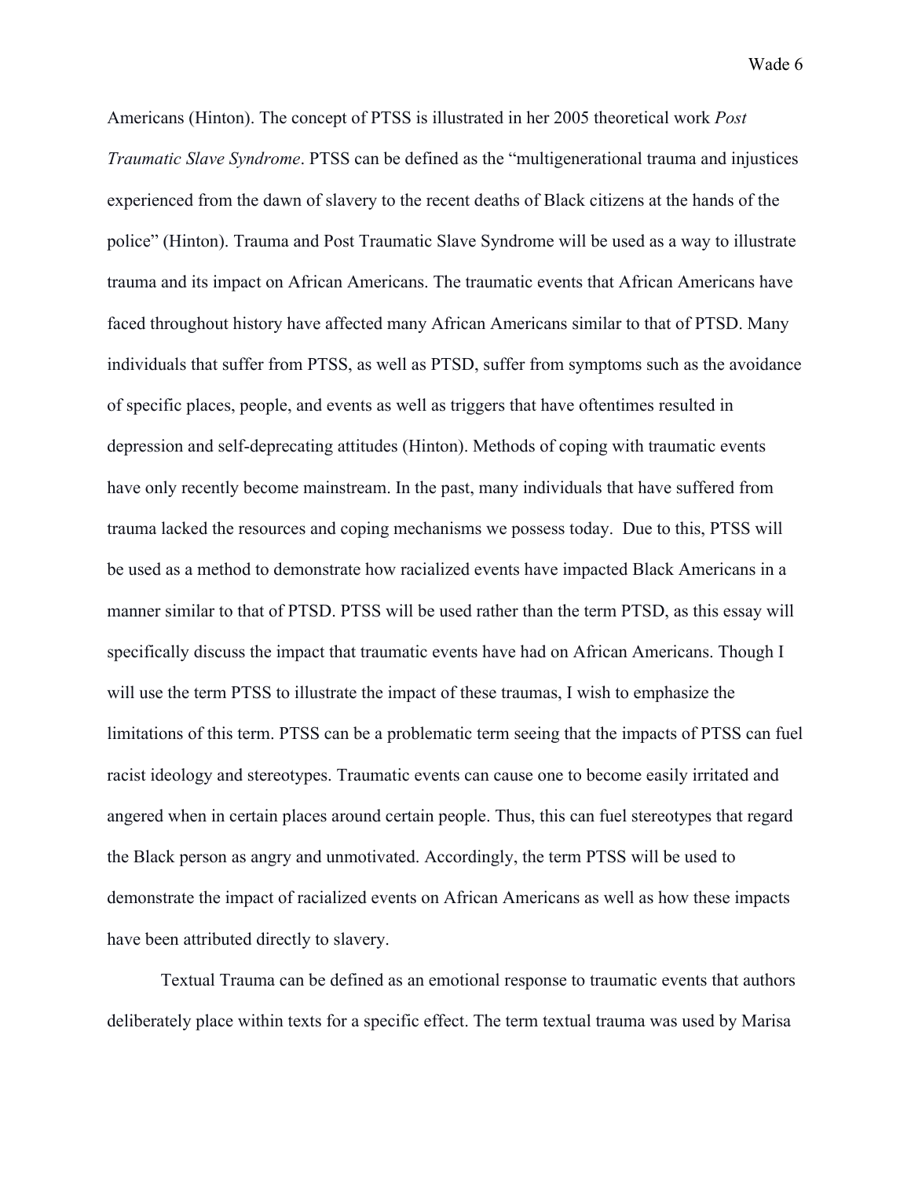Americans (Hinton). The concept of PTSS is illustrated in her 2005 theoretical work *Post Traumatic Slave Syndrome*. PTSS can be defined as the "multigenerational trauma and injustices experienced from the dawn of slavery to the recent deaths of Black citizens at the hands of the police" (Hinton). Trauma and Post Traumatic Slave Syndrome will be used as a way to illustrate trauma and its impact on African Americans. The traumatic events that African Americans have faced throughout history have affected many African Americans similar to that of PTSD. Many individuals that suffer from PTSS, as well as PTSD, suffer from symptoms such as the avoidance of specific places, people, and events as well as triggers that have oftentimes resulted in depression and self-deprecating attitudes (Hinton). Methods of coping with traumatic events have only recently become mainstream. In the past, many individuals that have suffered from trauma lacked the resources and coping mechanisms we possess today. Due to this, PTSS will be used as a method to demonstrate how racialized events have impacted Black Americans in a manner similar to that of PTSD. PTSS will be used rather than the term PTSD, as this essay will specifically discuss the impact that traumatic events have had on African Americans. Though I will use the term PTSS to illustrate the impact of these traumas, I wish to emphasize the limitations of this term. PTSS can be a problematic term seeing that the impacts of PTSS can fuel racist ideology and stereotypes. Traumatic events can cause one to become easily irritated and angered when in certain places around certain people. Thus, this can fuel stereotypes that regard the Black person as angry and unmotivated. Accordingly, the term PTSS will be used to demonstrate the impact of racialized events on African Americans as well as how these impacts have been attributed directly to slavery.

Textual Trauma can be defined as an emotional response to traumatic events that authors deliberately place within texts for a specific effect. The term textual trauma was used by Marisa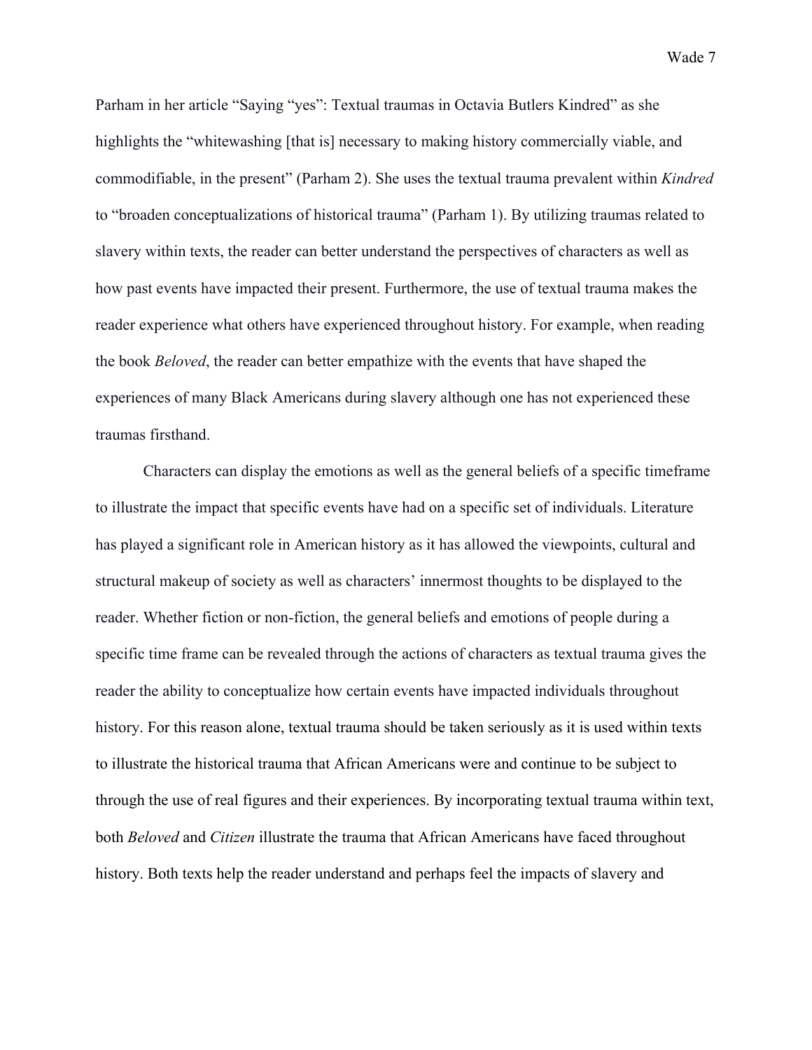Parham in her article "Saying "yes": Textual traumas in Octavia Butlers Kindred" as she highlights the "whitewashing [that is] necessary to making history commercially viable, and commodifiable, in the present" (Parham 2). She uses the textual trauma prevalent within *Kindred* to "broaden conceptualizations of historical trauma" (Parham 1). By utilizing traumas related to slavery within texts, the reader can better understand the perspectives of characters as well as how past events have impacted their present. Furthermore, the use of textual trauma makes the reader experience what others have experienced throughout history. For example, when reading the book *Beloved*, the reader can better empathize with the events that have shaped the experiences of many Black Americans during slavery although one has not experienced these traumas firsthand.

Characters can display the emotions as well as the general beliefs of a specific timeframe to illustrate the impact that specific events have had on a specific set of individuals. Literature has played a significant role in American history as it has allowed the viewpoints, cultural and structural makeup of society as well as characters' innermost thoughts to be displayed to the reader. Whether fiction or non-fiction, the general beliefs and emotions of people during a specific time frame can be revealed through the actions of characters as textual trauma gives the reader the ability to conceptualize how certain events have impacted individuals throughout history. For this reason alone, textual trauma should be taken seriously as it is used within texts to illustrate the historical trauma that African Americans were and continue to be subject to through the use of real figures and their experiences. By incorporating textual trauma within text, both *Beloved* and *Citizen* illustrate the trauma that African Americans have faced throughout history. Both texts help the reader understand and perhaps feel the impacts of slavery and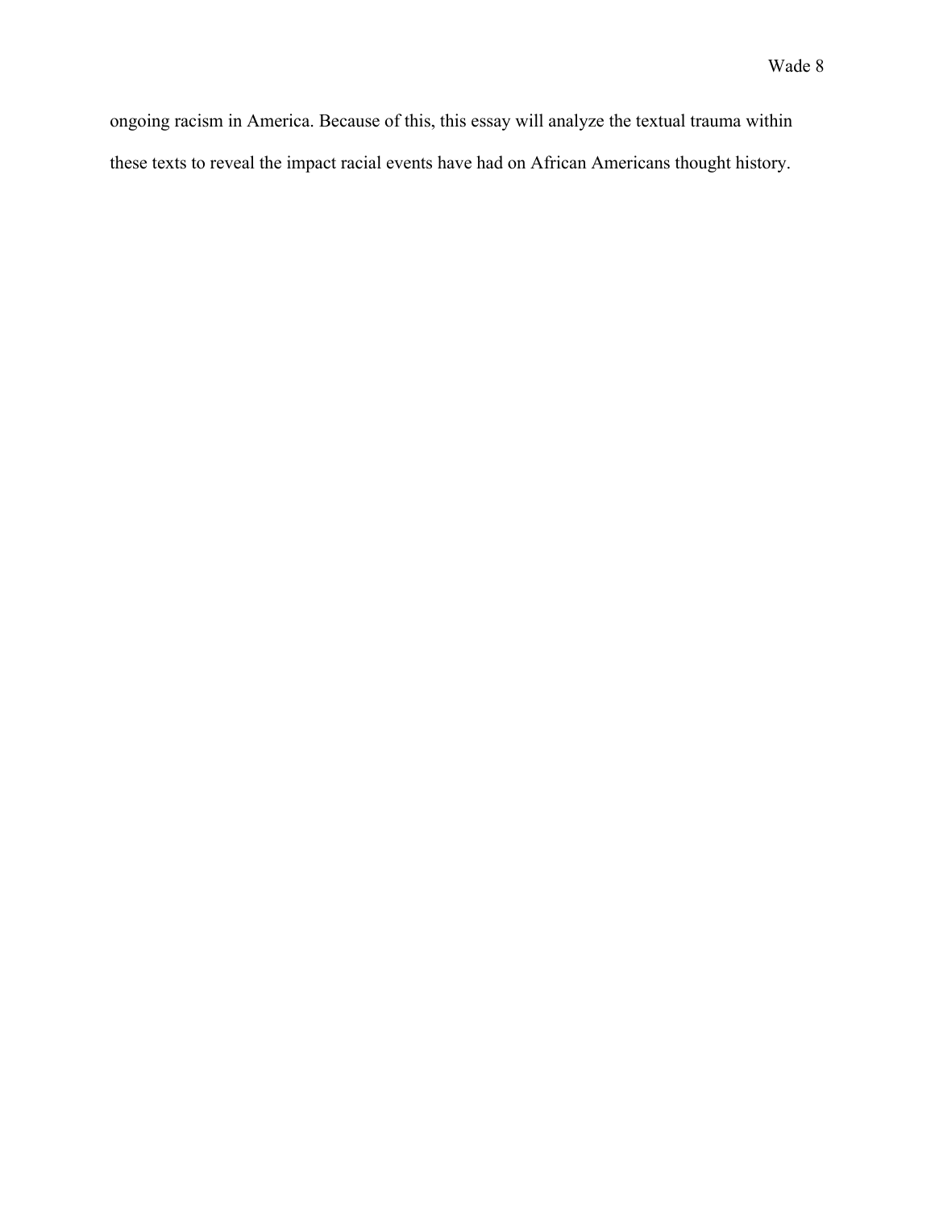ongoing racism in America. Because of this, this essay will analyze the textual trauma within these texts to reveal the impact racial events have had on African Americans thought history.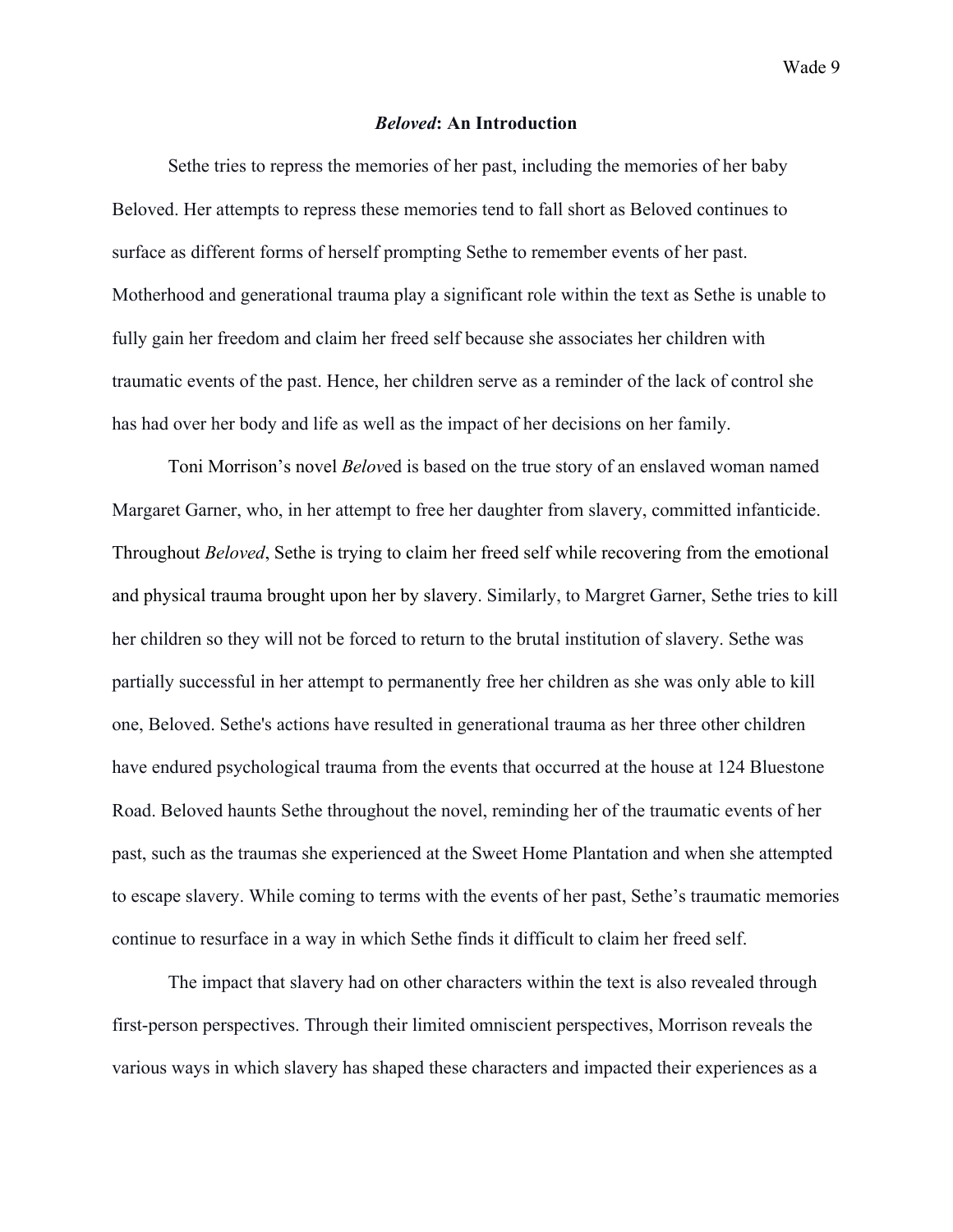## *Beloved*: An Introduction

Sethe tries to repress the memories of her past, including the memories of her baby Beloved. Her attempts to repress these memories tend to fall short as Beloved continues to surface as different forms of herself prompting Sethe to remember events of her past. Motherhood and generational trauma play a significant role within the text as Sethe is unable to fully gain her freedom and claim her freed self because she associates her children with traumatic events of the past. Hence, her children serve as a reminder of the lack of control she has had over her body and life as well as the impact of her decisions on her family.

Toni Morrison's novel *Belov*ed is based on the true story of an enslaved woman named Margaret Garner, who, in her attempt to free her daughter from slavery, committed infanticide. Throughout *Beloved*, Sethe is trying to claim her freed self while recovering from the emotional and physical trauma brought upon her by slavery. Similarly, to Margret Garner, Sethe tries to kill her children so they will not be forced to return to the brutal institution of slavery. Sethe was partially successful in her attempt to permanently free her children as she was only able to kill one, Beloved. Sethe's actions have resulted in generational trauma as her three other children have endured psychological trauma from the events that occurred at the house at 124 Bluestone Road. Beloved haunts Sethe throughout the novel, reminding her of the traumatic events of her past, such as the traumas she experienced at the Sweet Home Plantation and when she attempted to escape slavery. While coming to terms with the events of her past, Sethe's traumatic memories continue to resurface in a way in which Sethe finds it difficult to claim her freed self.

The impact that slavery had on other characters within the text is also revealed through first-person perspectives. Through their limited omniscient perspectives, Morrison reveals the various ways in which slavery has shaped these characters and impacted their experiences as a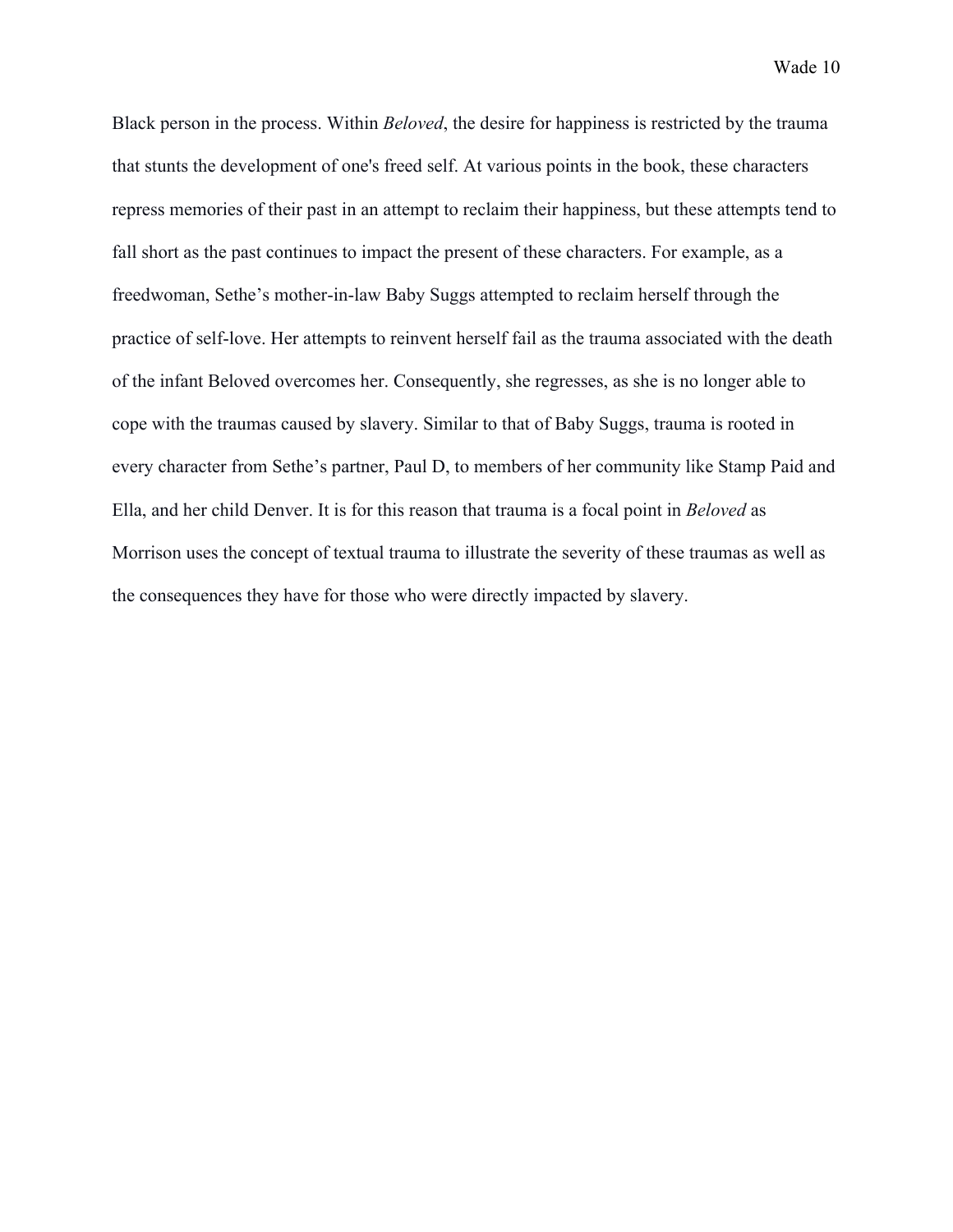Black person in the process. Within *Beloved*, the desire for happiness is restricted by the trauma that stunts the development of one's freed self. At various points in the book, these characters repress memories of their past in an attempt to reclaim their happiness, but these attempts tend to fall short as the past continues to impact the present of these characters. For example, as a freedwoman, Sethe's mother-in-law Baby Suggs attempted to reclaim herself through the practice of self-love. Her attempts to reinvent herself fail as the trauma associated with the death of the infant Beloved overcomes her. Consequently, she regresses, as she is no longer able to cope with the traumas caused by slavery. Similar to that of Baby Suggs, trauma is rooted in every character from Sethe's partner, Paul D, to members of her community like Stamp Paid and Ella, and her child Denver. It is for this reason that trauma is a focal point in *Beloved* as Morrison uses the concept of textual trauma to illustrate the severity of these traumas as well as the consequences they have for those who were directly impacted by slavery.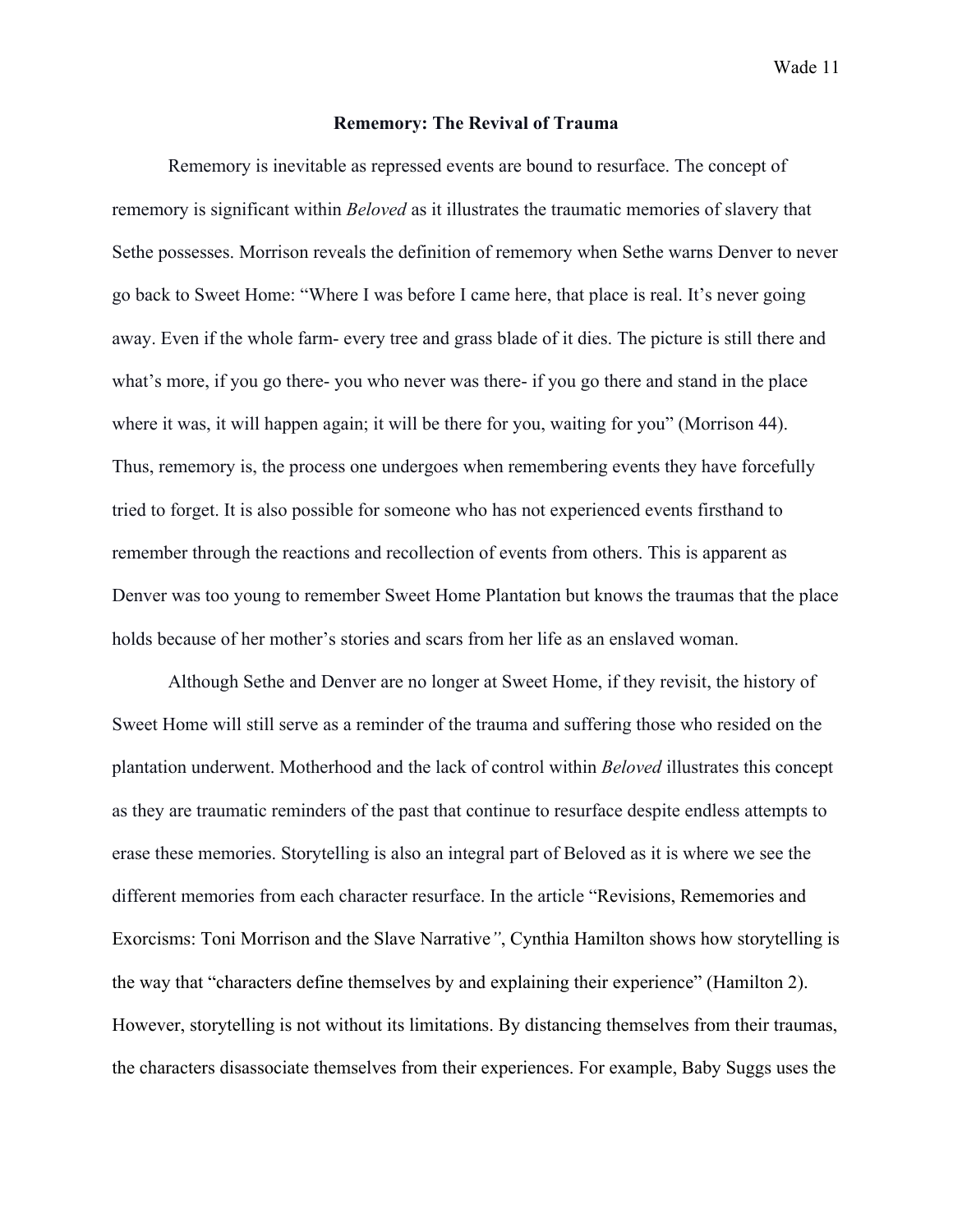**Rememory: The Revival of Trauma**

Rememory is inevitable as repressed events are bound to resurface. The concept of rememory is significant within *Beloved* as it illustrates the traumatic memories of slavery that Sethe possesses. Morrison reveals the definition of rememory when Sethe warns Denver to never go back to Sweet Home: "Where I was before I came here, that place is real. It's never going away. Even if the whole farm- every tree and grass blade of it dies. The picture is still there and what's more, if you go there- you who never was there- if you go there and stand in the place where it was, it will happen again; it will be there for you, waiting for you" (Morrison 44). Thus, rememory is, the process one undergoes when remembering events they have forcefully tried to forget. It is also possible for someone who has not experienced events firsthand to remember through the reactions and recollection of events from others. This is apparent as Denver was too young to remember Sweet Home Plantation but knows the traumas that the place holds because of her mother's stories and scars from her life as an enslaved woman.

Although Sethe and Denver are no longer at Sweet Home, if they revisit, the history of Sweet Home will still serve as a reminder of the trauma and suffering those who resided on the plantation underwent. Motherhood and the lack of control within *Beloved* illustrates this concept as they are traumatic reminders of the past that continue to resurface despite endless attempts to erase these memories. Storytelling is also an integral part of Beloved as it is where we see the different memories from each character resurface. In the article "Revisions, Rememories and Exorcisms: Toni Morrison and the Slave Narrative*"*, Cynthia Hamilton shows how storytelling is the way that "characters define themselves by and explaining their experience" (Hamilton 2). However, storytelling is not without its limitations. By distancing themselves from their traumas, the characters disassociate themselves from their experiences. For example, Baby Suggs uses the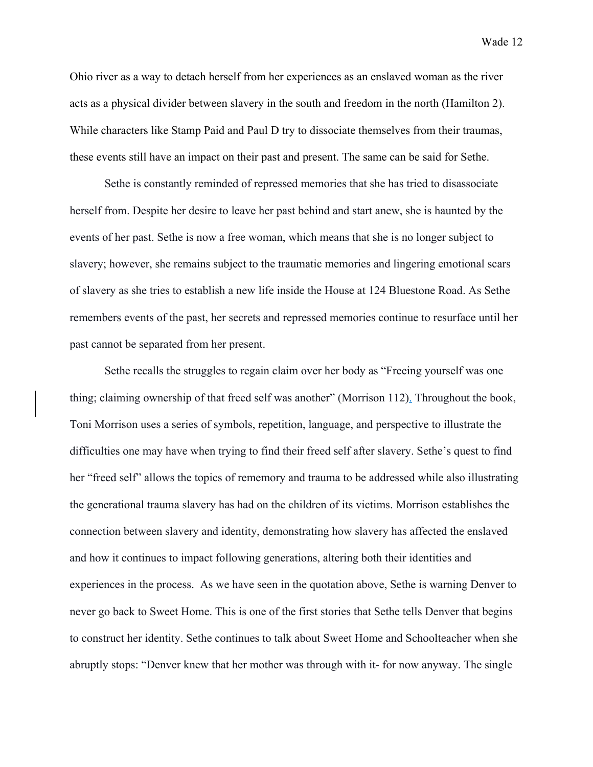Ohio river as a way to detach herself from her experiences as an enslaved woman as the river acts as a physical divider between slavery in the south and freedom in the north (Hamilton 2). While characters like Stamp Paid and Paul D try to dissociate themselves from their traumas, these events still have an impact on their past and present. The same can be said for Sethe.

Sethe is constantly reminded of repressed memories that she has tried to disassociate herself from. Despite her desire to leave her past behind and start anew, she is haunted by the events of her past. Sethe is now a free woman, which means that she is no longer subject to slavery; however, she remains subject to the traumatic memories and lingering emotional scars of slavery as she tries to establish a new life inside the House at 124 Bluestone Road. As Sethe remembers events of the past, her secrets and repressed memories continue to resurface until her past cannot be separated from her present.

Sethe recalls the struggles to regain claim over her body as "Freeing yourself was one thing; claiming ownership of that freed self was another" (Morrison 112). Throughout the book, Toni Morrison uses a series of symbols, repetition, language, and perspective to illustrate the difficulties one may have when trying to find their freed self after slavery. Sethe's quest to find her "freed self" allows the topics of rememory and trauma to be addressed while also illustrating the generational trauma slavery has had on the children of its victims. Morrison establishes the connection between slavery and identity, demonstrating how slavery has affected the enslaved and how it continues to impact following generations, altering both their identities and experiences in the process. As we have seen in the quotation above, Sethe is warning Denver to never go back to Sweet Home. This is one of the first stories that Sethe tells Denver that begins to construct her identity. Sethe continues to talk about Sweet Home and Schoolteacher when she abruptly stops: "Denver knew that her mother was through with it- for now anyway. The single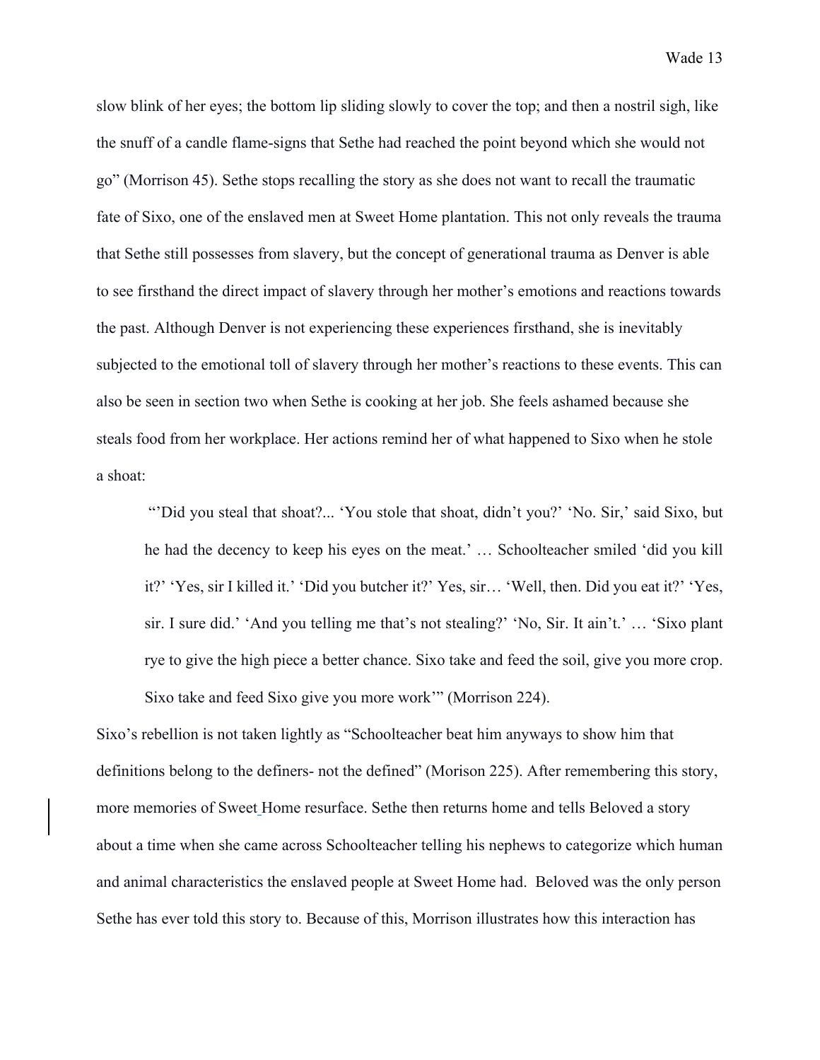slow blink of her eyes; the bottom lip sliding slowly to cover the top; and then a nostril sigh, like the snuff of a candle flame-signs that Sethe had reached the point beyond which she would not go" (Morrison 45). Sethe stops recalling the story as she does not want to recall the traumatic fate of Sixo, one of the enslaved men at Sweet Home plantation. This not only reveals the trauma that Sethe still possesses from slavery, but the concept of generational trauma as Denver is able to see firsthand the direct impact of slavery through her mother's emotions and reactions towards the past. Although Denver is not experiencing these experiences firsthand, she is inevitably subjected to the emotional toll of slavery through her mother's reactions to these events. This can also be seen in section two when Sethe is cooking at her job. She feels ashamed because she steals food from her workplace. Her actions remind her of what happened to Sixo when he stole a shoat:

> "'Did you steal that shoat?... 'You stole that shoat, didn't you?' 'No. Sir,' said Sixo, but he had the decency to keep his eyes on the meat.' … Schoolteacher smiled 'did you kill it?' 'Yes, sir I killed it.' 'Did you butcher it?' Yes, sir… 'Well, then. Did you eat it?' 'Yes, sir. I sure did.' 'And you telling me that's not stealing?' 'No, Sir. It ain't.' … 'Sixo plant rye to give the high piece a better chance. Sixo take and feed the soil, give you more crop. Sixo take and feed Sixo give you more work'" (Morrison 224).

Sixo's rebellion is not taken lightly as "Schoolteacher beat him anyways to show him that definitions belong to the definers- not the defined" (Morison 225). After remembering this story, more memories of Sweet Home resurface. Sethe then returns home and tells Beloved a story about a time when she came across Schoolteacher telling his nephews to categorize which human and animal characteristics the enslaved people at Sweet Home had. Beloved was the only person Sethe has ever told this story to. Because of this, Morrison illustrates how this interaction has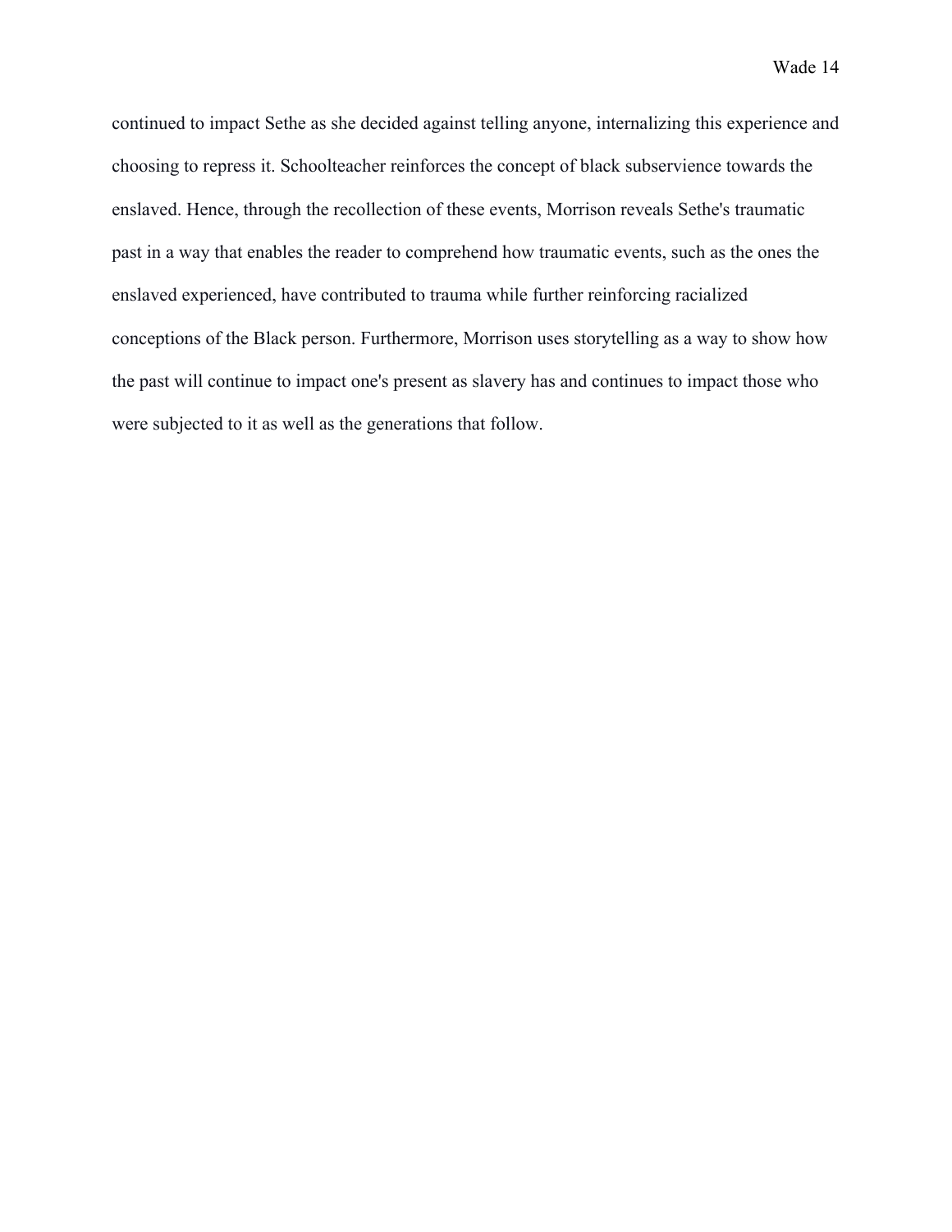continued to impact Sethe as she decided against telling anyone, internalizing this experience and choosing to repress it. Schoolteacher reinforces the concept of black subservience towards the enslaved. Hence, through the recollection of these events, Morrison reveals Sethe's traumatic past in a way that enables the reader to comprehend how traumatic events, such as the ones the enslaved experienced, have contributed to trauma while further reinforcing racialized conceptions of the Black person. Furthermore, Morrison uses storytelling as a way to show how the past will continue to impact one's present as slavery has and continues to impact those who were subjected to it as well as the generations that follow.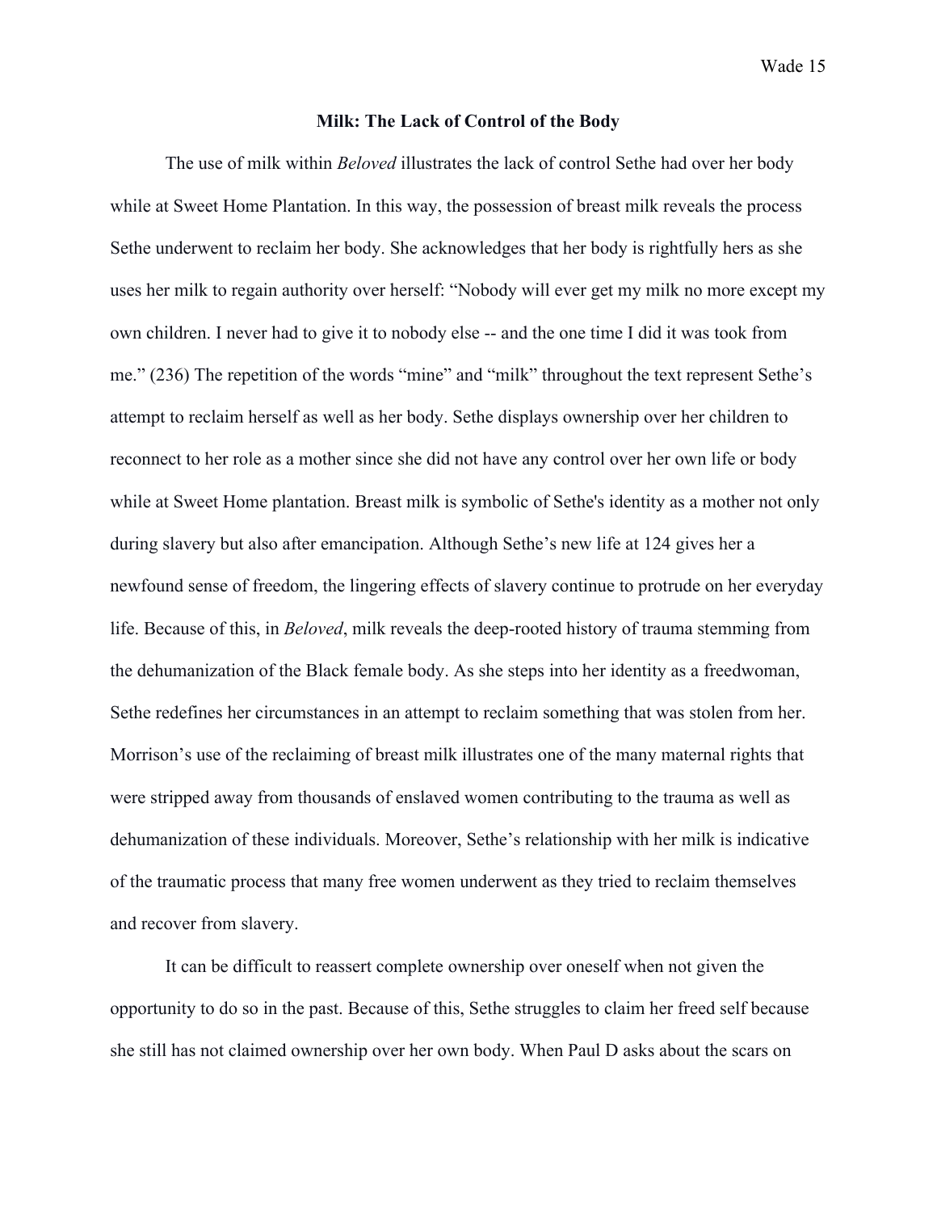## Milk: The Lack of Control of the Body

The use of milk within *Beloved* illustrates the lack of control Sethe had over her body while at Sweet Home Plantation. In this way, the possession of breast milk reveals the process Sethe underwent to reclaim her body. She acknowledges that her body is rightfully hers as she uses her milk to regain authority over herself: "Nobody will ever get my milk no more except my own children. I never had to give it to nobody else -- and the one time I did it was took from me." (236) The repetition of the words "mine" and "milk" throughout the text represent Sethe's attempt to reclaim herself as well as her body. Sethe displays ownership over her children to reconnect to her role as a mother since she did not have any control over her own life or body while at Sweet Home plantation. Breast milk is symbolic of Sethe's identity as a mother not only during slavery but also after emancipation. Although Sethe's new life at 124 gives her a newfound sense of freedom, the lingering effects of slavery continue to protrude on her everyday life. Because of this, in *Beloved*, milk reveals the deep-rooted history of trauma stemming from the dehumanization of the Black female body. As she steps into her identity as a freedwoman, Sethe redefines her circumstances in an attempt to reclaim something that was stolen from her. Morrison's use of the reclaiming of breast milk illustrates one of the many maternal rights that were stripped away from thousands of enslaved women contributing to the trauma as well as dehumanization of these individuals. Moreover, Sethe's relationship with her milk is indicative of the traumatic process that many free women underwent as they tried to reclaim themselves and recover from slavery.

It can be difficult to reassert complete ownership over oneself when not given the opportunity to do so in the past. Because of this, Sethe struggles to claim her freed self because she still has not claimed ownership over her own body. When Paul D asks about the scars on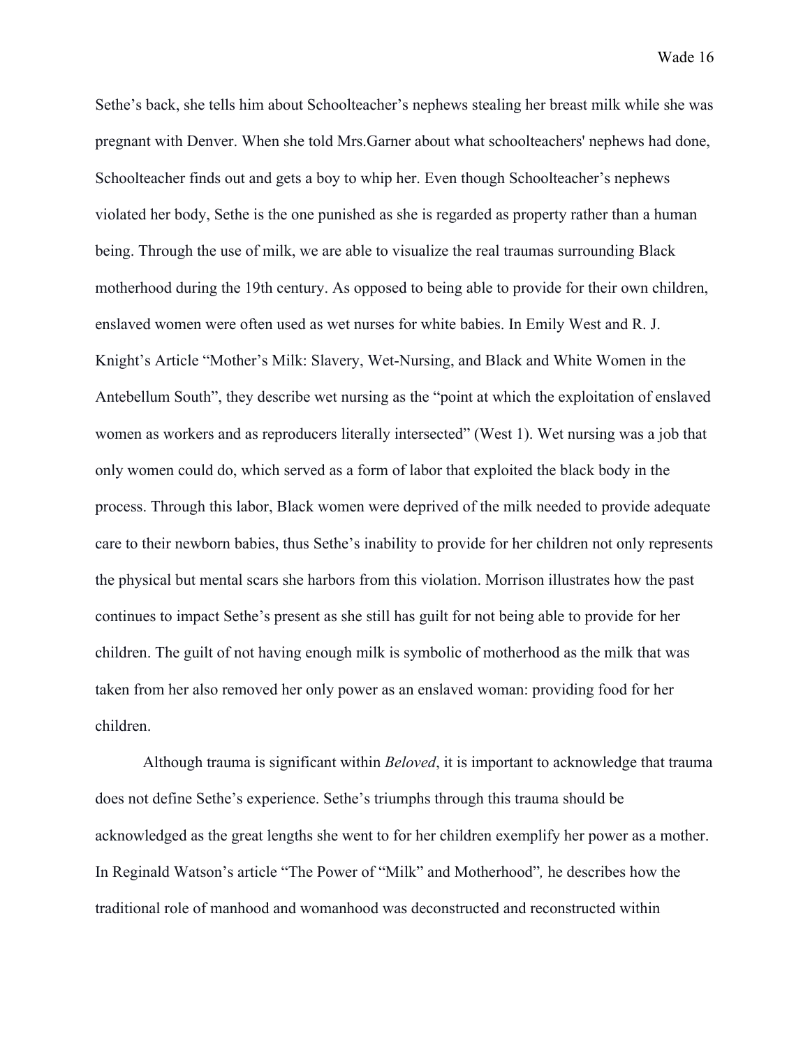Sethe's back, she tells him about Schoolteacher's nephews stealing her breast milk while she was pregnant with Denver. When she told Mrs.Garner about what schoolteachers' nephews had done, Schoolteacher finds out and gets a boy to whip her. Even though Schoolteacher's nephews violated her body, Sethe is the one punished as she is regarded as property rather than a human being. Through the use of milk, we are able to visualize the real traumas surrounding Black motherhood during the 19th century. As opposed to being able to provide for their own children, enslaved women were often used as wet nurses for white babies. In Emily West and R. J. Knight's Article "Mother's Milk: Slavery, Wet-Nursing, and Black and White Women in the Antebellum South", they describe wet nursing as the "point at which the exploitation of enslaved women as workers and as reproducers literally intersected" (West 1). Wet nursing was a job that only women could do, which served as a form of labor that exploited the black body in the process. Through this labor, Black women were deprived of the milk needed to provide adequate care to their newborn babies, thus Sethe's inability to provide for her children not only represents the physical but mental scars she harbors from this violation. Morrison illustrates how the past continues to impact Sethe's present as she still has guilt for not being able to provide for her children. The guilt of not having enough milk is symbolic of motherhood as the milk that was taken from her also removed her only power as an enslaved woman: providing food for her children.

Although trauma is significant within *Beloved*, it is important to acknowledge that trauma does not define Sethe's experience. Sethe's triumphs through this trauma should be acknowledged as the great lengths she went to for her children exemplify her power as a mother. In Reginald Watson's article "The Power of "Milk" and Motherhood", he describes how the traditional role of manhood and womanhood was deconstructed and reconstructed within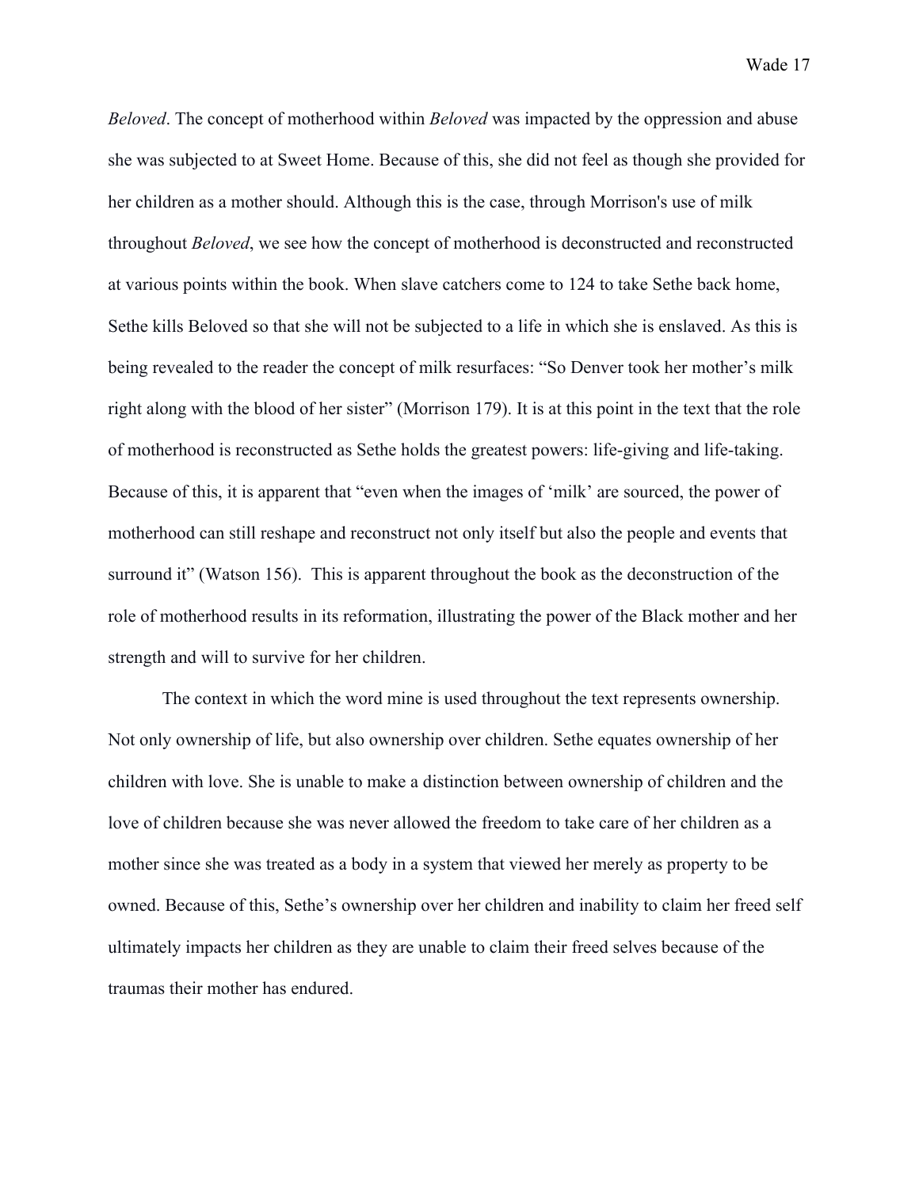*Beloved*. The concept of motherhood within *Beloved* was impacted by the oppression and abuse she was subjected to at Sweet Home. Because of this, she did not feel as though she provided for her children as a mother should. Although this is the case, through Morrison's use of milk throughout *Beloved*, we see how the concept of motherhood is deconstructed and reconstructed at various points within the book. When slave catchers come to 124 to take Sethe back home, Sethe kills Beloved so that she will not be subjected to a life in which she is enslaved. As this is being revealed to the reader the concept of milk resurfaces: "So Denver took her mother's milk right along with the blood of her sister" (Morrison 179). It is at this point in the text that the role of motherhood is reconstructed as Sethe holds the greatest powers: life-giving and life-taking. Because of this, it is apparent that "even when the images of 'milk' are sourced, the power of motherhood can still reshape and reconstruct not only itself but also the people and events that surround it" (Watson 156). This is apparent throughout the book as the deconstruction of the role of motherhood results in its reformation, illustrating the power of the Black mother and her strength and will to survive for her children.

The context in which the word mine is used throughout the text represents ownership. Not only ownership of life, but also ownership over children. Sethe equates ownership of her children with love. She is unable to make a distinction between ownership of children and the love of children because she was never allowed the freedom to take care of her children as a mother since she was treated as a body in a system that viewed her merely as property to be owned. Because of this, Sethe's ownership over her children and inability to claim her freed self ultimately impacts her children as they are unable to claim their freed selves because of the traumas their mother has endured.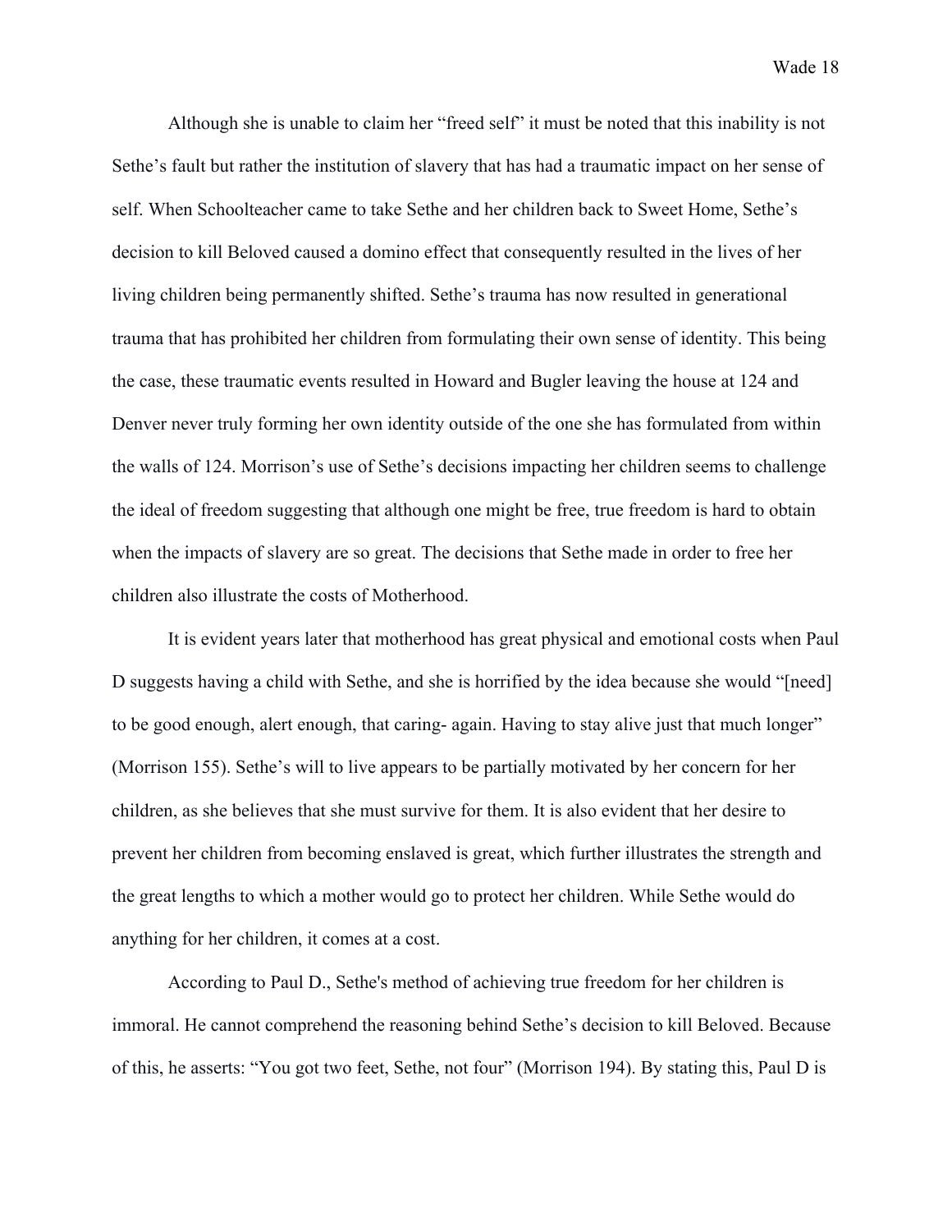Although she is unable to claim her "freed self" it must be noted that this inability is not Sethe's fault but rather the institution of slavery that has had a traumatic impact on her sense of self. When Schoolteacher came to take Sethe and her children back to Sweet Home, Sethe's decision to kill Beloved caused a domino effect that consequently resulted in the lives of her living children being permanently shifted. Sethe's trauma has now resulted in generational trauma that has prohibited her children from formulating their own sense of identity. This being the case, these traumatic events resulted in Howard and Bugler leaving the house at 124 and Denver never truly forming her own identity outside of the one she has formulated from within the walls of 124. Morrison's use of Sethe's decisions impacting her children seems to challenge the ideal of freedom suggesting that although one might be free, true freedom is hard to obtain when the impacts of slavery are so great. The decisions that Sethe made in order to free her children also illustrate the costs of Motherhood.

It is evident years later that motherhood has great physical and emotional costs when Paul D suggests having a child with Sethe, and she is horrified by the idea because she would "[need] to be good enough, alert enough, that caring- again. Having to stay alive just that much longer" (Morrison 155). Sethe's will to live appears to be partially motivated by her concern for her children, as she believes that she must survive for them. It is also evident that her desire to prevent her children from becoming enslaved is great, which further illustrates the strength and the great lengths to which a mother would go to protect her children. While Sethe would do anything for her children, it comes at a cost.

According to Paul D., Sethe's method of achieving true freedom for her children is immoral. He cannot comprehend the reasoning behind Sethe's decision to kill Beloved. Because of this, he asserts: "You got two feet, Sethe, not four" (Morrison 194). By stating this, Paul D is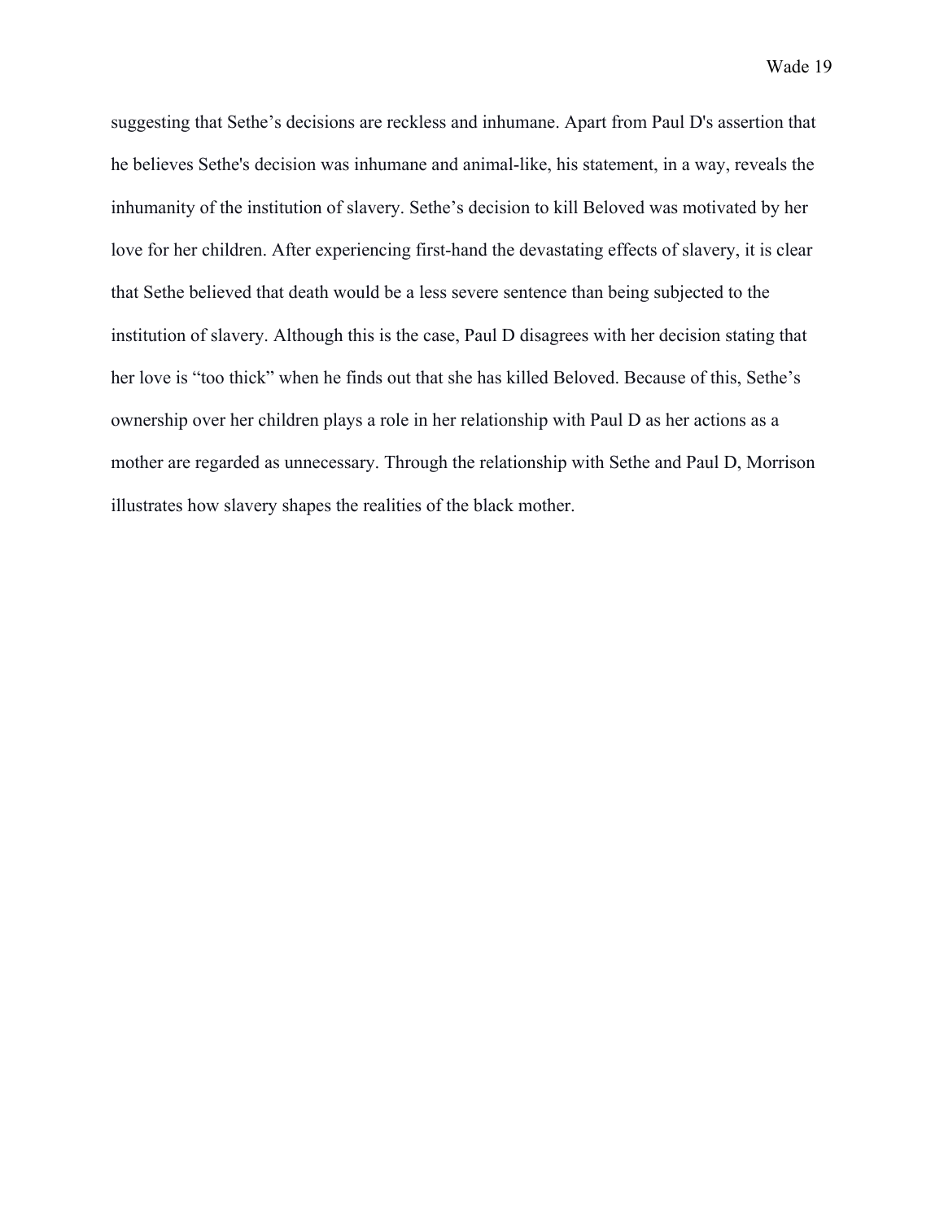suggesting that Sethe's decisions are reckless and inhumane. Apart from Paul D's assertion that he believes Sethe's decision was inhumane and animal-like, his statement, in a way, reveals the inhumanity of the institution of slavery. Sethe's decision to kill Beloved was motivated by her love for her children. After experiencing first-hand the devastating effects of slavery, it is clear that Sethe believed that death would be a less severe sentence than being subjected to the institution of slavery. Although this is the case, Paul D disagrees with her decision stating that her love is "too thick" when he finds out that she has killed Beloved. Because of this, Sethe's ownership over her children plays a role in her relationship with Paul D as her actions as a mother are regarded as unnecessary. Through the relationship with Sethe and Paul D, Morrison illustrates how slavery shapes the realities of the black mother.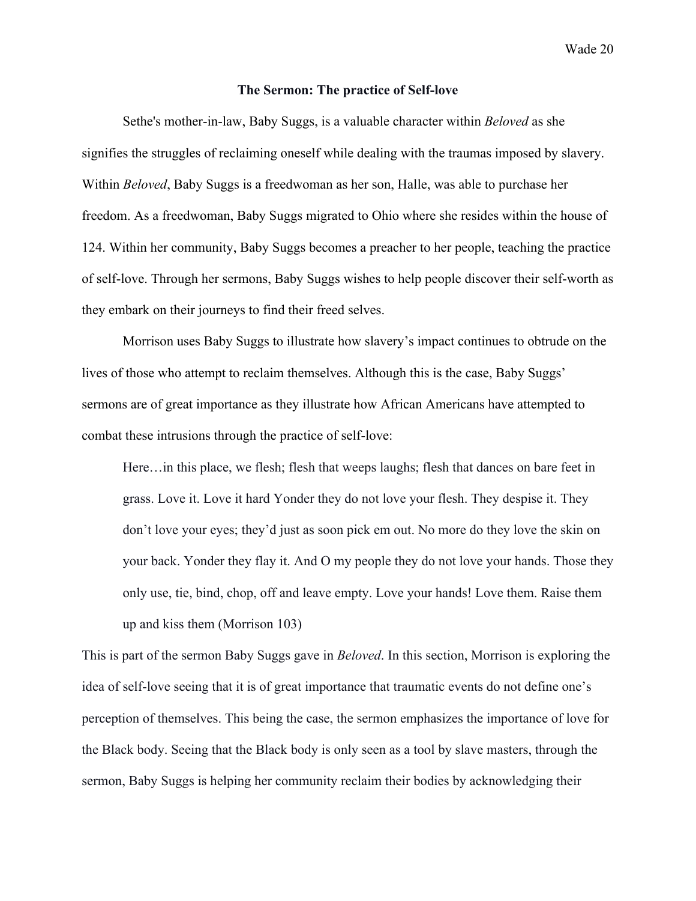**The Sermon: The practice of Self-love**

Sethe's mother-in-law, Baby Suggs, is a valuable character within *Beloved* as she signifies the struggles of reclaiming oneself while dealing with the traumas imposed by slavery. Within *Beloved*, Baby Suggs is a freedwoman as her son, Halle, was able to purchase her freedom. As a freedwoman, Baby Suggs migrated to Ohio where she resides within the house of 124. Within her community, Baby Suggs becomes a preacher to her people, teaching the practice of self-love. Through her sermons, Baby Suggs wishes to help people discover their self-worth as they embark on their journeys to find their freed selves.

Morrison uses Baby Suggs to illustrate how slavery's impact continues to obtrude on the lives of those who attempt to reclaim themselves. Although this is the case, Baby Suggs' sermons are of great importance as they illustrate how African Americans have attempted to combat these intrusions through the practice of self-love:

> Here…in this place, we flesh; flesh that weeps laughs; flesh that dances on bare feet in grass. Love it. Love it hard Yonder they do not love your flesh. They despise it. They don't love your eyes; they'd just as soon pick em out. No more do they love the skin on your back. Yonder they flay it. And O my people they do not love your hands. Those they only use, tie, bind, chop, off and leave empty. Love your hands! Love them. Raise them up and kiss them (Morrison 103)

This is part of the sermon Baby Suggs gave in *Beloved*. In this section, Morrison is exploring the idea of self-love seeing that it is of great importance that traumatic events do not define one's perception of themselves. This being the case, the sermon emphasizes the importance of love for the Black body. Seeing that the Black body is only seen as a tool by slave masters, through the sermon, Baby Suggs is helping her community reclaim their bodies by acknowledging their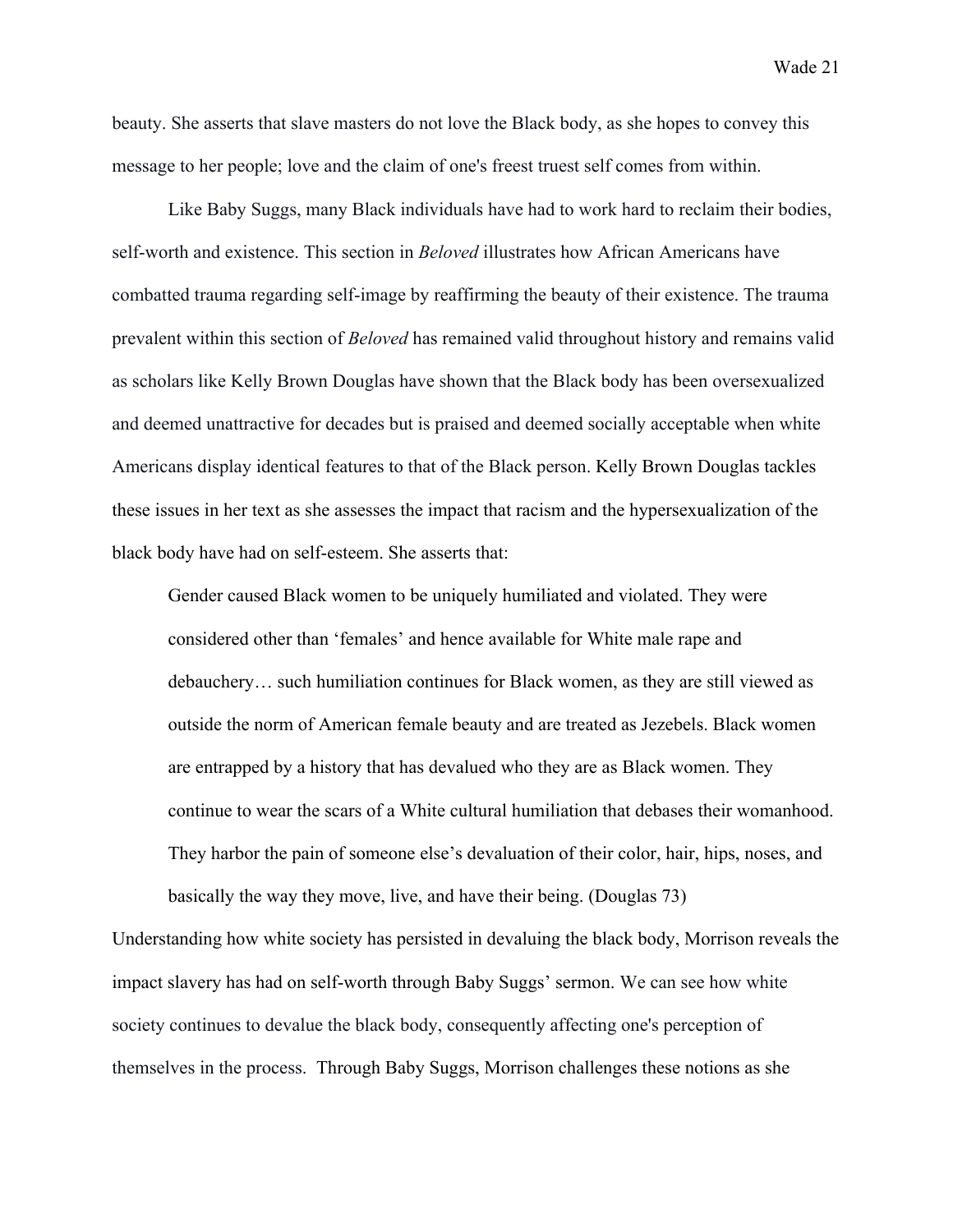beauty. She asserts that slave masters do not love the Black body, as she hopes to convey this message to her people; love and the claim of one's freest truest self comes from within.

Like Baby Suggs, many Black individuals have had to work hard to reclaim their bodies, self-worth and existence. This section in *Beloved* illustrates how African Americans have combatted trauma regarding self-image by reaffirming the beauty of their existence. The trauma prevalent within this section of *Beloved* has remained valid throughout history and remains valid as scholars like Kelly Brown Douglas have shown that the Black body has been oversexualized and deemed unattractive for decades but is praised and deemed socially acceptable when white Americans display identical features to that of the Black person. Kelly Brown Douglas tackles these issues in her text as she assesses the impact that racism and the hypersexualization of the black body have had on self-esteem. She asserts that:

> Gender caused Black women to be uniquely humiliated and violated. They were considered other than 'females' and hence available for White male rape and debauchery… such humiliation continues for Black women, as they are still viewed as outside the norm of American female beauty and are treated as Jezebels. Black women are entrapped by a history that has devalued who they are as Black women. They continue to wear the scars of a White cultural humiliation that debases their womanhood. They harbor the pain of someone else's devaluation of their color, hair, hips, noses, and basically the way they move, live, and have their being. (Douglas 73)

Understanding how white society has persisted in devaluing the black body, Morrison reveals the impact slavery has had on self-worth through Baby Suggs' sermon. We can see how white society continues to devalue the black body, consequently affecting one's perception of themselves in the process. Through Baby Suggs, Morrison challenges these notions as she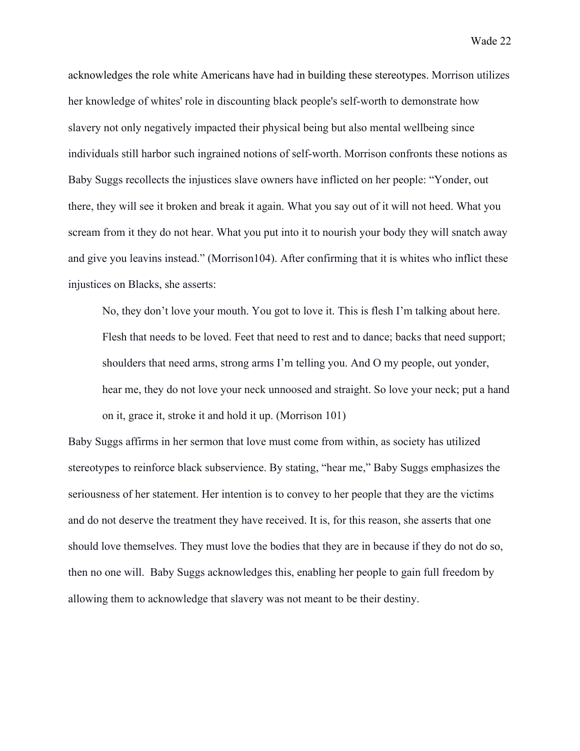acknowledges the role white Americans have had in building these stereotypes. Morrison utilizes her knowledge of whites' role in discounting black people's self-worth to demonstrate how slavery not only negatively impacted their physical being but also mental wellbeing since individuals still harbor such ingrained notions of self-worth. Morrison confronts these notions as Baby Suggs recollects the injustices slave owners have inflicted on her people: "Yonder, out there, they will see it broken and break it again. What you say out of it will not heed. What you scream from it they do not hear. What you put into it to nourish your body they will snatch away and give you leavins instead." (Morrison104). After confirming that it is whites who inflict these injustices on Blacks, she asserts:

> No, they don't love your mouth. You got to love it. This is flesh I'm talking about here. Flesh that needs to be loved. Feet that need to rest and to dance; backs that need support; shoulders that need arms, strong arms I'm telling you. And O my people, out yonder, hear me, they do not love your neck unnoosed and straight. So love your neck; put a hand on it, grace it, stroke it and hold it up. (Morrison 101)

Baby Suggs affirms in her sermon that love must come from within, as society has utilized stereotypes to reinforce black subservience. By stating, "hear me," Baby Suggs emphasizes the seriousness of her statement. Her intention is to convey to her people that they are the victims and do not deserve the treatment they have received. It is, for this reason, she asserts that one should love themselves. They must love the bodies that they are in because if they do not do so, then no one will. Baby Suggs acknowledges this, enabling her people to gain full freedom by allowing them to acknowledge that slavery was not meant to be their destiny.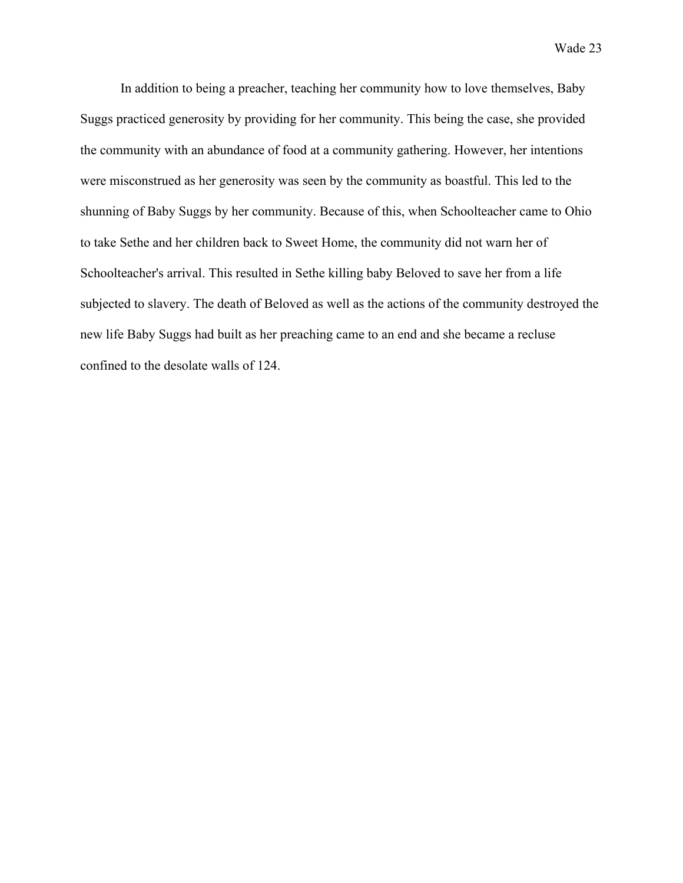In addition to being a preacher, teaching her community how to love themselves, Baby Suggs practiced generosity by providing for her community. This being the case, she provided the community with an abundance of food at a community gathering. However, her intentions were misconstrued as her generosity was seen by the community as boastful. This led to the shunning of Baby Suggs by her community. Because of this, when Schoolteacher came to Ohio to take Sethe and her children back to Sweet Home, the community did not warn her of Schoolteacher's arrival. This resulted in Sethe killing baby Beloved to save her from a life subjected to slavery. The death of Beloved as well as the actions of the community destroyed the new life Baby Suggs had built as her preaching came to an end and she became a recluse confined to the desolate walls of 124.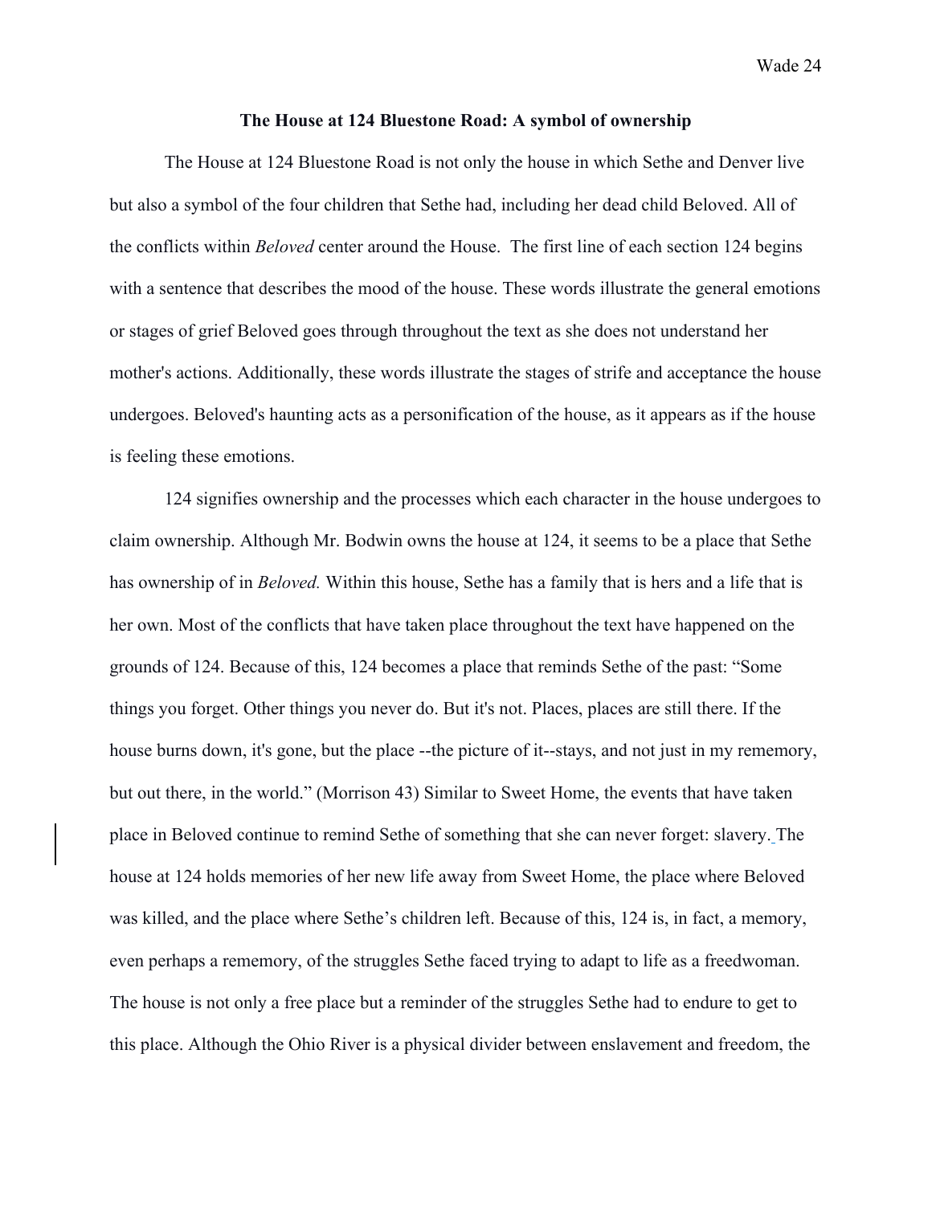**The House at 124 Bluestone Road: A symbol of ownership**

The House at 124 Bluestone Road is not only the house in which Sethe and Denver live but also a symbol of the four children that Sethe had, including her dead child Beloved. All of the conflicts within *Beloved* center around the House. The first line of each section 124 begins with a sentence that describes the mood of the house. These words illustrate the general emotions or stages of grief Beloved goes through throughout the text as she does not understand her mother's actions. Additionally, these words illustrate the stages of strife and acceptance the house undergoes. Beloved's haunting acts as a personification of the house, as it appears as if the house is feeling these emotions.

124 signifies ownership and the processes which each character in the house undergoes to claim ownership. Although Mr. Bodwin owns the house at 124, it seems to be a place that Sethe has ownership of in *Beloved.* Within this house, Sethe has a family that is hers and a life that is her own. Most of the conflicts that have taken place throughout the text have happened on the grounds of 124. Because of this, 124 becomes a place that reminds Sethe of the past: "Some things you forget. Other things you never do. But it's not. Places, places are still there. If the house burns down, it's gone, but the place --the picture of it--stays, and not just in my rememory, but out there, in the world." (Morrison 43) Similar to Sweet Home, the events that have taken place in Beloved continue to remind Sethe of something that she can never forget: slavery. The house at 124 holds memories of her new life away from Sweet Home, the place where Beloved was killed, and the place where Sethe's children left. Because of this, 124 is, in fact, a memory, even perhaps a rememory, of the struggles Sethe faced trying to adapt to life as a freedwoman. The house is not only a free place but a reminder of the struggles Sethe had to endure to get to this place. Although the Ohio River is a physical divider between enslavement and freedom, the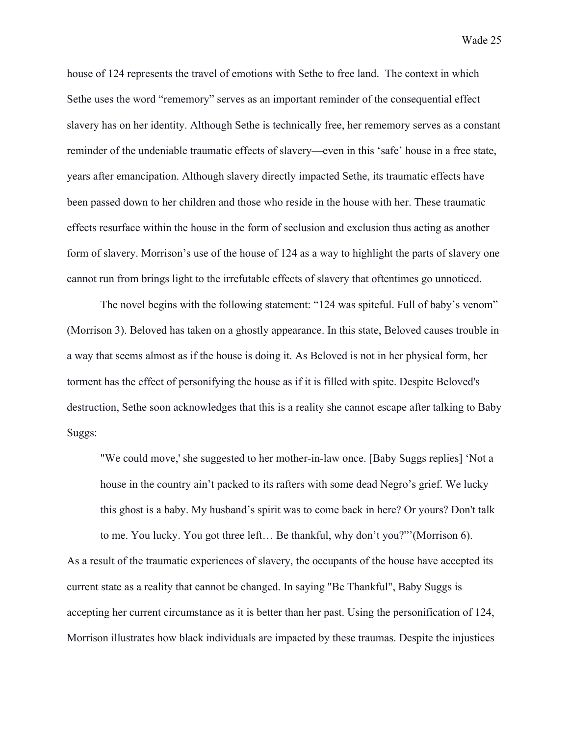house of 124 represents the travel of emotions with Sethe to free land. The context in which Sethe uses the word "rememory" serves as an important reminder of the consequential effect slavery has on her identity. Although Sethe is technically free, her rememory serves as a constant reminder of the undeniable traumatic effects of slavery—even in this 'safe' house in a free state, years after emancipation. Although slavery directly impacted Sethe, its traumatic effects have been passed down to her children and those who reside in the house with her. These traumatic effects resurface within the house in the form of seclusion and exclusion thus acting as another form of slavery. Morrison's use of the house of 124 as a way to highlight the parts of slavery one cannot run from brings light to the irrefutable effects of slavery that oftentimes go unnoticed.

The novel begins with the following statement: "124 was spiteful. Full of baby's venom" (Morrison 3). Beloved has taken on a ghostly appearance. In this state, Beloved causes trouble in a way that seems almost as if the house is doing it. As Beloved is not in her physical form, her torment has the effect of personifying the house as if it is filled with spite. Despite Beloved's destruction, Sethe soon acknowledges that this is a reality she cannot escape after talking to Baby Suggs:

> "We could move,' she suggested to her mother-in-law once. [Baby Suggs replies] 'Not a house in the country ain't packed to its rafters with some dead Negro's grief. We lucky this ghost is a baby. My husband's spirit was to come back in here? Or yours? Don't talk to me. You lucky. You got three left… Be thankful, why don't you?"'(Morrison 6).

As a result of the traumatic experiences of slavery, the occupants of the house have accepted its current state as a reality that cannot be changed. In saying "Be Thankful", Baby Suggs is accepting her current circumstance as it is better than her past. Using the personification of 124, Morrison illustrates how black individuals are impacted by these traumas. Despite the injustices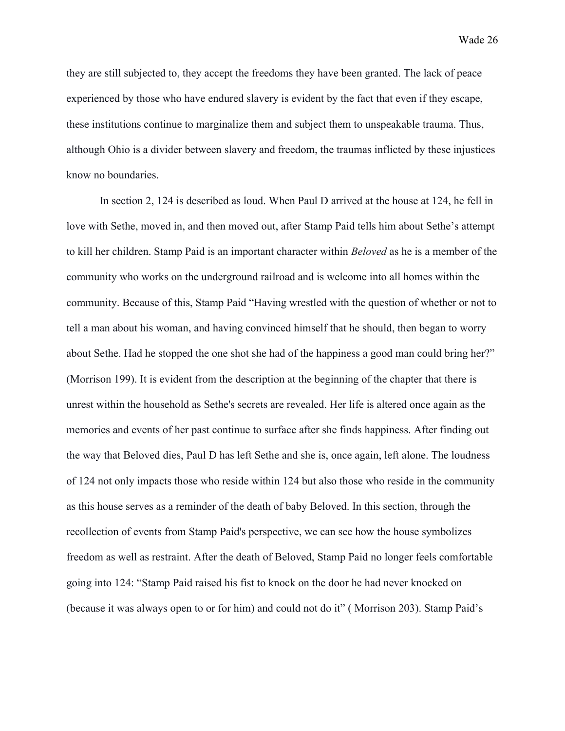they are still subjected to, they accept the freedoms they have been granted. The lack of peace experienced by those who have endured slavery is evident by the fact that even if they escape, these institutions continue to marginalize them and subject them to unspeakable trauma. Thus, although Ohio is a divider between slavery and freedom, the traumas inflicted by these injustices know no boundaries.

In section 2, 124 is described as loud. When Paul D arrived at the house at 124, he fell in love with Sethe, moved in, and then moved out, after Stamp Paid tells him about Sethe's attempt to kill her children. Stamp Paid is an important character within *Beloved* as he is a member of the community who works on the underground railroad and is welcome into all homes within the community. Because of this, Stamp Paid "Having wrestled with the question of whether or not to tell a man about his woman, and having convinced himself that he should, then began to worry about Sethe. Had he stopped the one shot she had of the happiness a good man could bring her?" (Morrison 199). It is evident from the description at the beginning of the chapter that there is unrest within the household as Sethe's secrets are revealed. Her life is altered once again as the memories and events of her past continue to surface after she finds happiness. After finding out the way that Beloved dies, Paul D has left Sethe and she is, once again, left alone. The loudness of 124 not only impacts those who reside within 124 but also those who reside in the community as this house serves as a reminder of the death of baby Beloved. In this section, through the recollection of events from Stamp Paid's perspective, we can see how the house symbolizes freedom as well as restraint. After the death of Beloved, Stamp Paid no longer feels comfortable going into 124: "Stamp Paid raised his fist to knock on the door he had never knocked on (because it was always open to or for him) and could not do it" ( Morrison 203). Stamp Paid's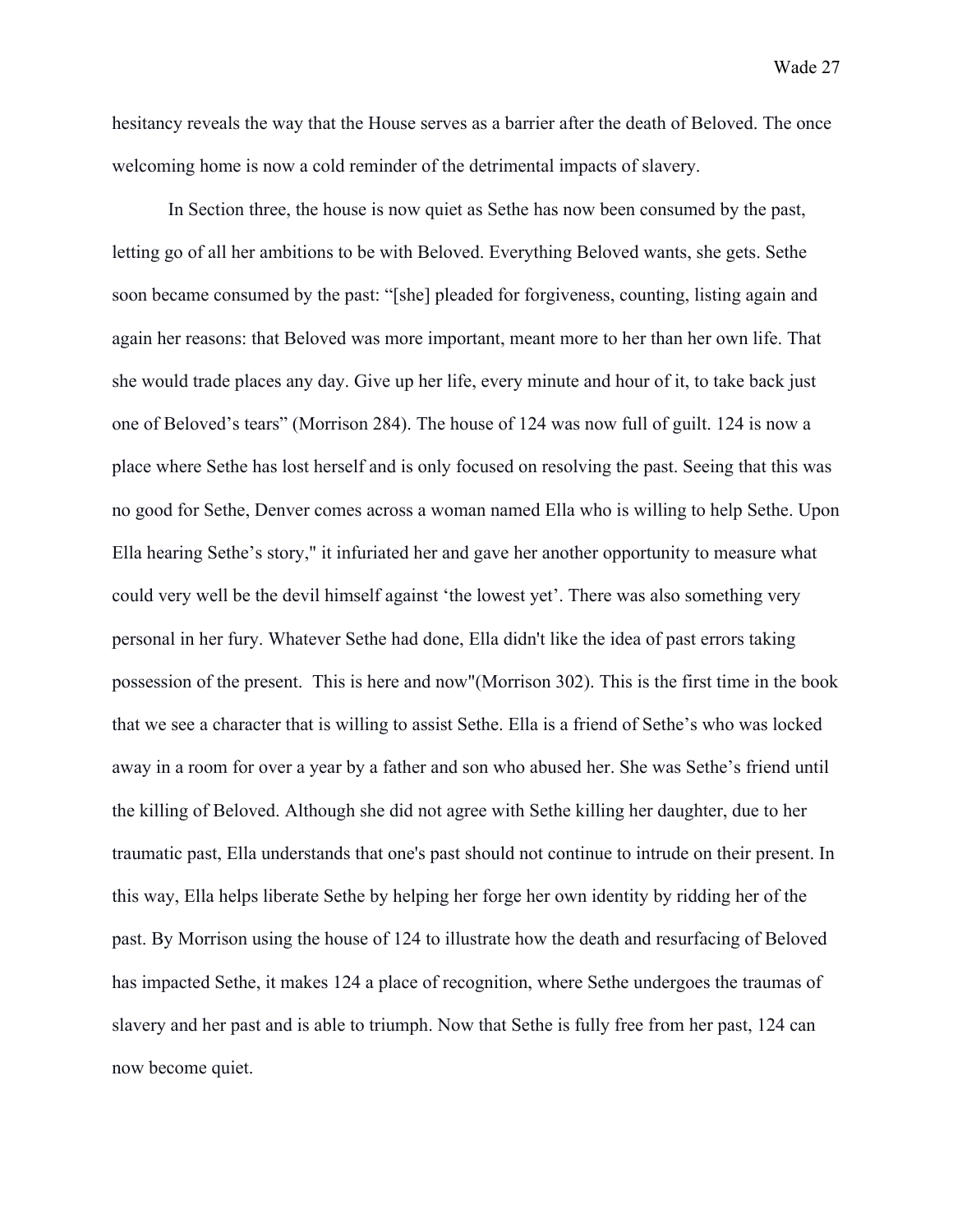hesitancy reveals the way that the House serves as a barrier after the death of Beloved. The once welcoming home is now a cold reminder of the detrimental impacts of slavery.

In Section three, the house is now quiet as Sethe has now been consumed by the past, letting go of all her ambitions to be with Beloved. Everything Beloved wants, she gets. Sethe soon became consumed by the past: "[she] pleaded for forgiveness, counting, listing again and again her reasons: that Beloved was more important, meant more to her than her own life. That she would trade places any day. Give up her life, every minute and hour of it, to take back just one of Beloved's tears" (Morrison 284). The house of 124 was now full of guilt. 124 is now a place where Sethe has lost herself and is only focused on resolving the past. Seeing that this was no good for Sethe, Denver comes across a woman named Ella who is willing to help Sethe. Upon Ella hearing Sethe's story," it infuriated her and gave her another opportunity to measure what could very well be the devil himself against 'the lowest yet'. There was also something very personal in her fury. Whatever Sethe had done, Ella didn't like the idea of past errors taking possession of the present. This is here and now"(Morrison 302). This is the first time in the book that we see a character that is willing to assist Sethe. Ella is a friend of Sethe's who was locked away in a room for over a year by a father and son who abused her. She was Sethe's friend until the killing of Beloved. Although she did not agree with Sethe killing her daughter, due to her traumatic past, Ella understands that one's past should not continue to intrude on their present. In this way, Ella helps liberate Sethe by helping her forge her own identity by ridding her of the past. By Morrison using the house of 124 to illustrate how the death and resurfacing of Beloved has impacted Sethe, it makes 124 a place of recognition, where Sethe undergoes the traumas of slavery and her past and is able to triumph. Now that Sethe is fully free from her past, 124 can now become quiet.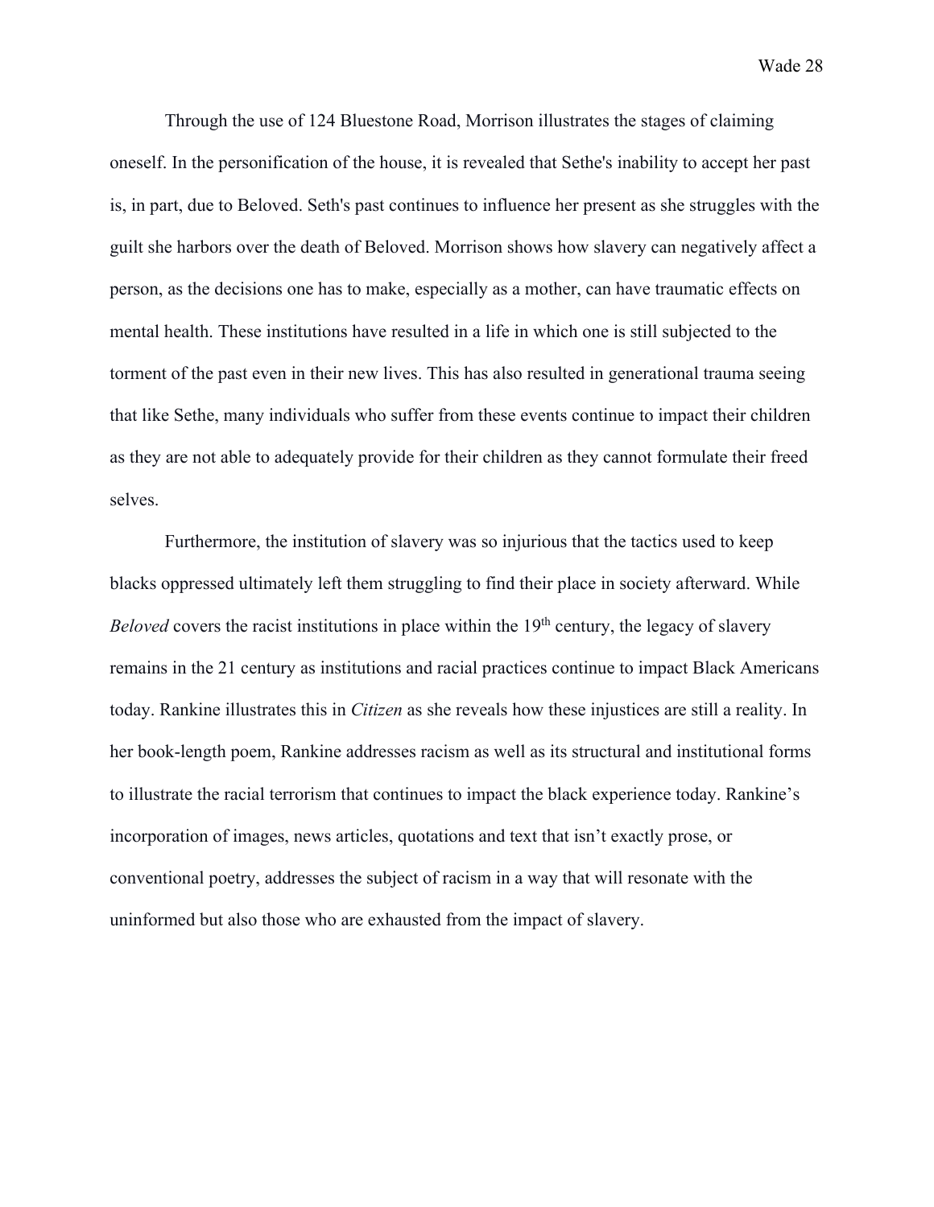Through the use of 124 Bluestone Road, Morrison illustrates the stages of claiming oneself. In the personification of the house, it is revealed that Sethe's inability to accept her past is, in part, due to Beloved. Seth's past continues to influence her present as she struggles with the guilt she harbors over the death of Beloved. Morrison shows how slavery can negatively affect a person, as the decisions one has to make, especially as a mother, can have traumatic effects on mental health. These institutions have resulted in a life in which one is still subjected to the torment of the past even in their new lives. This has also resulted in generational trauma seeing that like Sethe, many individuals who suffer from these events continue to impact their children as they are not able to adequately provide for their children as they cannot formulate their freed selves.

Furthermore, the institution of slavery was so injurious that the tactics used to keep blacks oppressed ultimately left them struggling to find their place in society afterward. While *Beloved* covers the racist institutions in place within the 19th century, the legacy of slavery remains in the 21 century as institutions and racial practices continue to impact Black Americans today. Rankine illustrates this in *Citizen* as she reveals how these injustices are still a reality. In her book-length poem, Rankine addresses racism as well as its structural and institutional forms to illustrate the racial terrorism that continues to impact the black experience today. Rankine's incorporation of images, news articles, quotations and text that isn't exactly prose, or conventional poetry, addresses the subject of racism in a way that will resonate with the uninformed but also those who are exhausted from the impact of slavery.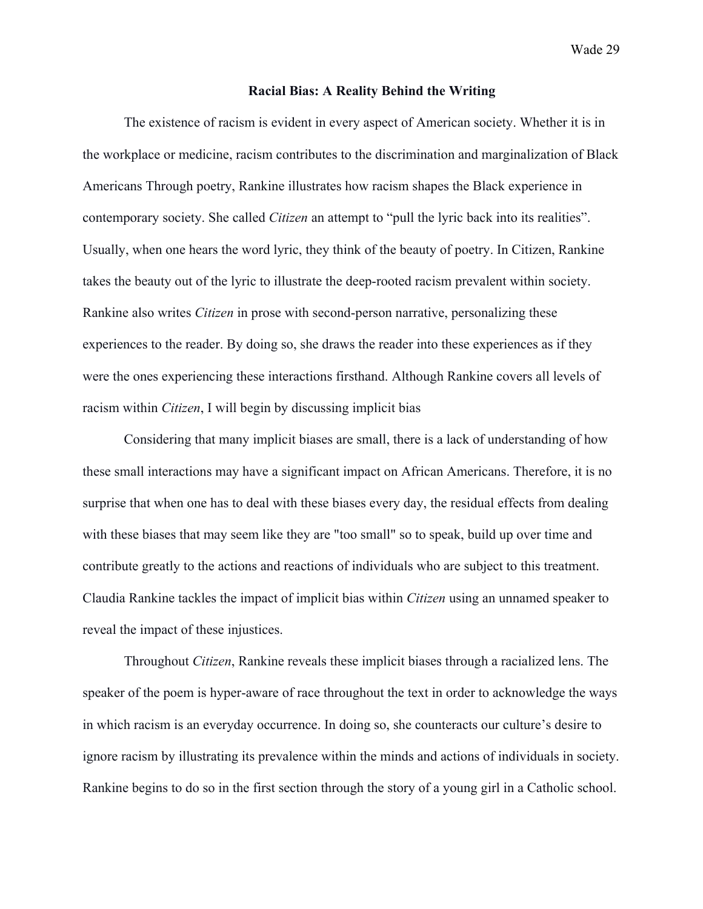## Racial Bias: A Reality Behind the Writing

The existence of racism is evident in every aspect of American society. Whether it is in the workplace or medicine, racism contributes to the discrimination and marginalization of Black Americans Through poetry, Rankine illustrates how racism shapes the Black experience in contemporary society. She called *Citizen* an attempt to "pull the lyric back into its realities". Usually, when one hears the word lyric, they think of the beauty of poetry. In Citizen, Rankine takes the beauty out of the lyric to illustrate the deep-rooted racism prevalent within society. Rankine also writes *Citizen* in prose with second-person narrative, personalizing these experiences to the reader. By doing so, she draws the reader into these experiences as if they were the ones experiencing these interactions firsthand. Although Rankine covers all levels of racism within *Citizen*, I will begin by discussing implicit bias

Considering that many implicit biases are small, there is a lack of understanding of how these small interactions may have a significant impact on African Americans. Therefore, it is no surprise that when one has to deal with these biases every day, the residual effects from dealing with these biases that may seem like they are "too small" so to speak, build up over time and contribute greatly to the actions and reactions of individuals who are subject to this treatment. Claudia Rankine tackles the impact of implicit bias within *Citizen* using an unnamed speaker to reveal the impact of these injustices.

Throughout *Citizen*, Rankine reveals these implicit biases through a racialized lens. The speaker of the poem is hyper-aware of race throughout the text in order to acknowledge the ways in which racism is an everyday occurrence. In doing so, she counteracts our culture's desire to ignore racism by illustrating its prevalence within the minds and actions of individuals in society. Rankine begins to do so in the first section through the story of a young girl in a Catholic school.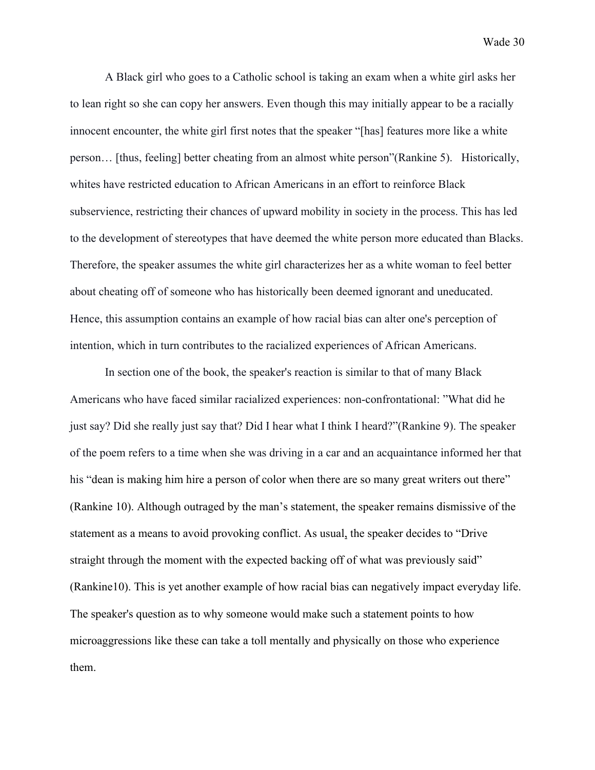A Black girl who goes to a Catholic school is taking an exam when a white girl asks her to lean right so she can copy her answers. Even though this may initially appear to be a racially innocent encounter, the white girl first notes that the speaker "[has] features more like a white person… [thus, feeling] better cheating from an almost white person"(Rankine 5). Historically, whites have restricted education to African Americans in an effort to reinforce Black subservience, restricting their chances of upward mobility in society in the process. This has led to the development of stereotypes that have deemed the white person more educated than Blacks. Therefore, the speaker assumes the white girl characterizes her as a white woman to feel better about cheating off of someone who has historically been deemed ignorant and uneducated. Hence, this assumption contains an example of how racial bias can alter one's perception of intention, which in turn contributes to the racialized experiences of African Americans.

In section one of the book, the speaker's reaction is similar to that of many Black Americans who have faced similar racialized experiences: non-confrontational: "What did he just say? Did she really just say that? Did I hear what I think I heard?"(Rankine 9). The speaker of the poem refers to a time when she was driving in a car and an acquaintance informed her that his "dean is making him hire a person of color when there are so many great writers out there" (Rankine 10). Although outraged by the man's statement, the speaker remains dismissive of the statement as a means to avoid provoking conflict. As usual, the speaker decides to "Drive straight through the moment with the expected backing off of what was previously said" (Rankine10). This is yet another example of how racial bias can negatively impact everyday life. The speaker's question as to why someone would make such a statement points to how microaggressions like these can take a toll mentally and physically on those who experience them.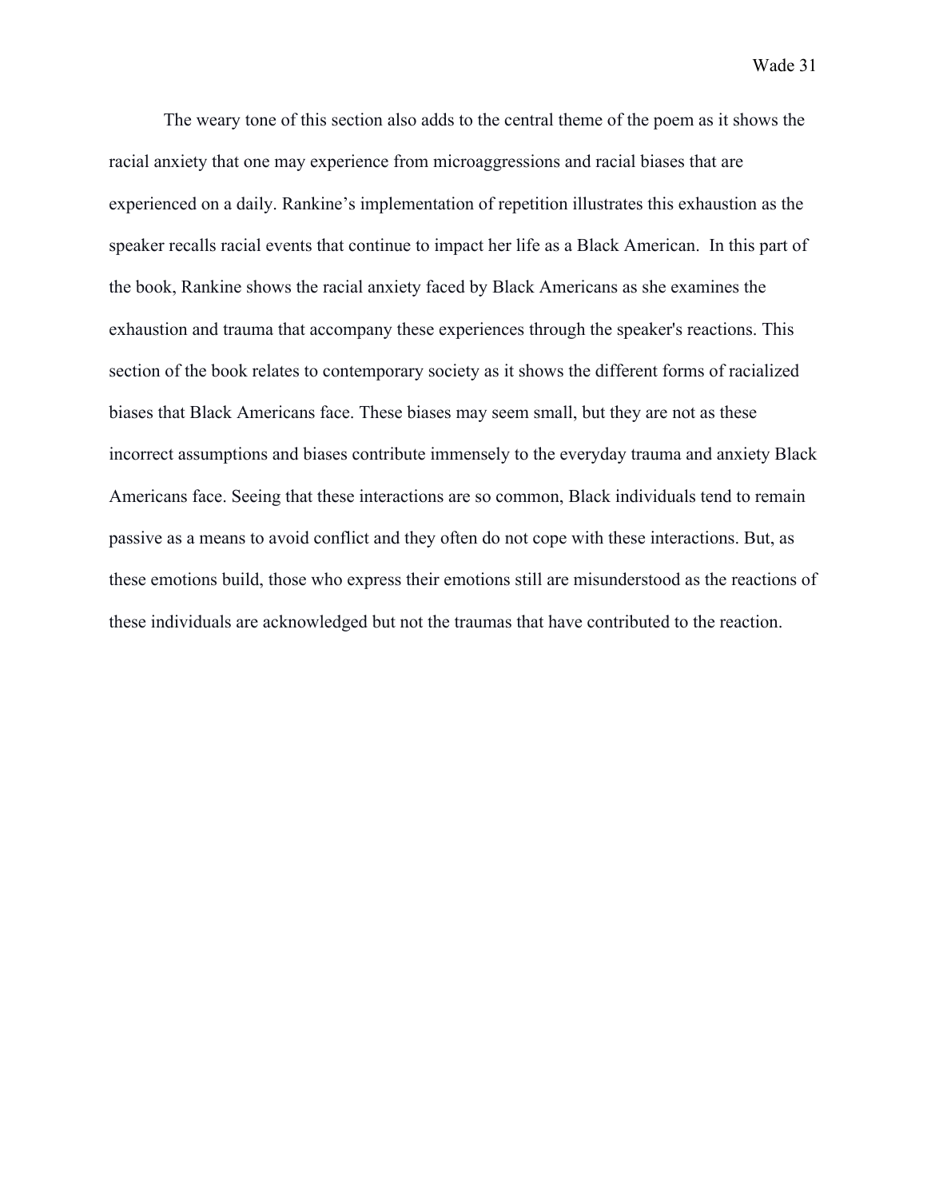The weary tone of this section also adds to the central theme of the poem as it shows the racial anxiety that one may experience from microaggressions and racial biases that are experienced on a daily. Rankine's implementation of repetition illustrates this exhaustion as the speaker recalls racial events that continue to impact her life as a Black American. In this part of the book, Rankine shows the racial anxiety faced by Black Americans as she examines the exhaustion and trauma that accompany these experiences through the speaker's reactions. This section of the book relates to contemporary society as it shows the different forms of racialized biases that Black Americans face. These biases may seem small, but they are not as these incorrect assumptions and biases contribute immensely to the everyday trauma and anxiety Black Americans face. Seeing that these interactions are so common, Black individuals tend to remain passive as a means to avoid conflict and they often do not cope with these interactions. But, as these emotions build, those who express their emotions still are misunderstood as the reactions of these individuals are acknowledged but not the traumas that have contributed to the reaction.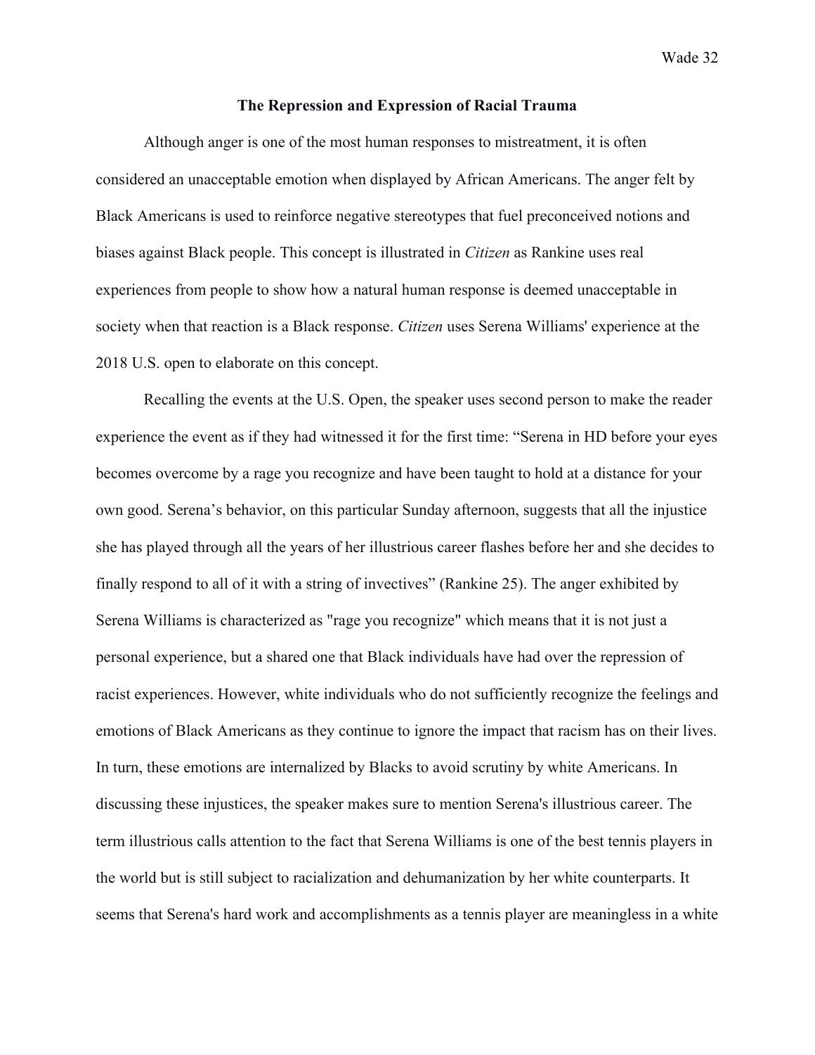## The Repression and Expression of Racial Trauma

Although anger is one of the most human responses to mistreatment, it is often considered an unacceptable emotion when displayed by African Americans. The anger felt by Black Americans is used to reinforce negative stereotypes that fuel preconceived notions and biases against Black people. This concept is illustrated in *Citizen* as Rankine uses real experiences from people to show how a natural human response is deemed unacceptable in society when that reaction is a Black response. *Citizen* uses Serena Williams' experience at the 2018 U.S. open to elaborate on this concept.

Recalling the events at the U.S. Open, the speaker uses second person to make the reader experience the event as if they had witnessed it for the first time: "Serena in HD before your eyes becomes overcome by a rage you recognize and have been taught to hold at a distance for your own good. Serena's behavior, on this particular Sunday afternoon, suggests that all the injustice she has played through all the years of her illustrious career flashes before her and she decides to finally respond to all of it with a string of invectives" (Rankine 25). The anger exhibited by Serena Williams is characterized as "rage you recognize" which means that it is not just a personal experience, but a shared one that Black individuals have had over the repression of racist experiences. However, white individuals who do not sufficiently recognize the feelings and emotions of Black Americans as they continue to ignore the impact that racism has on their lives. In turn, these emotions are internalized by Blacks to avoid scrutiny by white Americans. In discussing these injustices, the speaker makes sure to mention Serena's illustrious career. The term illustrious calls attention to the fact that Serena Williams is one of the best tennis players in the world but is still subject to racialization and dehumanization by her white counterparts. It seems that Serena's hard work and accomplishments as a tennis player are meaningless in a white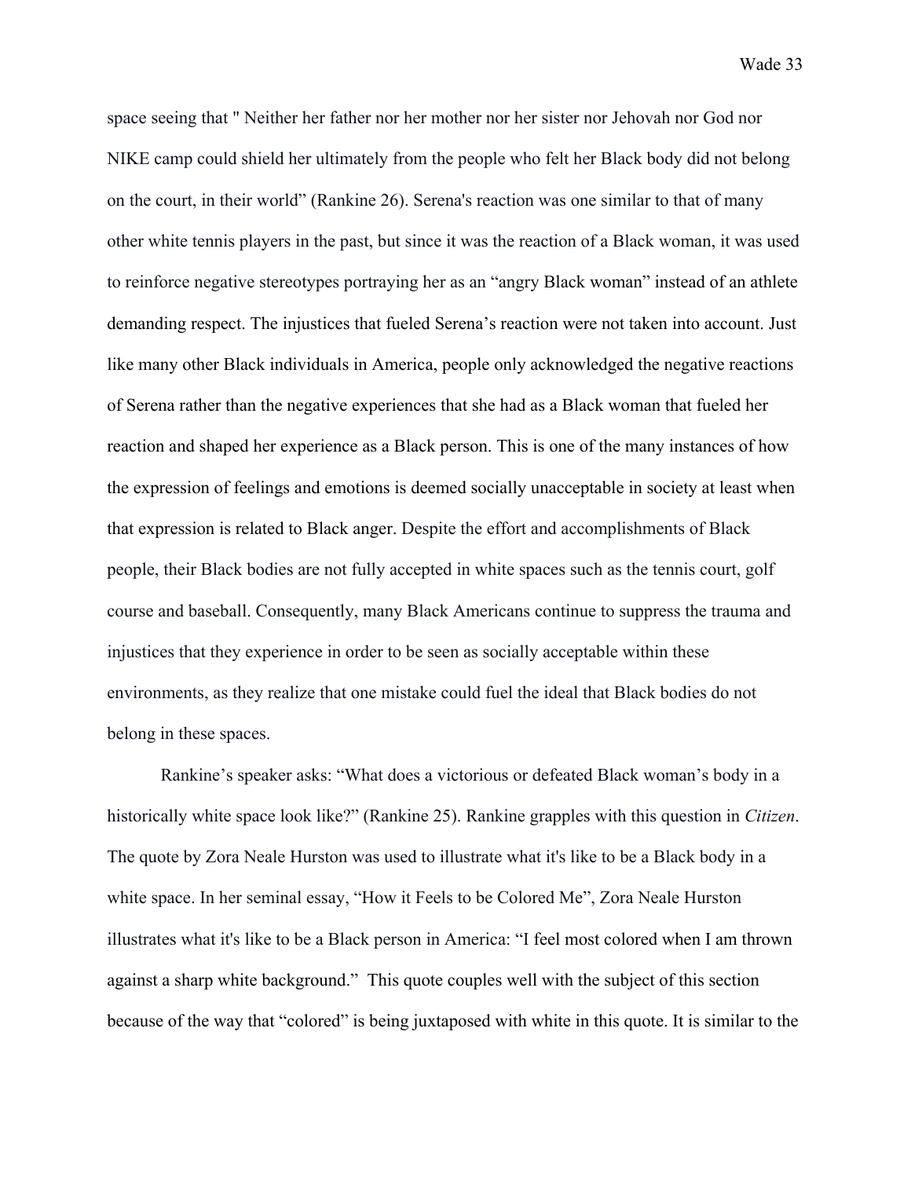space seeing that " Neither her father nor her mother nor her sister nor Jehovah nor God nor NIKE camp could shield her ultimately from the people who felt her Black body did not belong on the court, in their world" (Rankine 26). Serena's reaction was one similar to that of many other white tennis players in the past, but since it was the reaction of a Black woman, it was used to reinforce negative stereotypes portraying her as an "angry Black woman" instead of an athlete demanding respect. The injustices that fueled Serena's reaction were not taken into account. Just like many other Black individuals in America, people only acknowledged the negative reactions of Serena rather than the negative experiences that she had as a Black woman that fueled her reaction and shaped her experience as a Black person. This is one of the many instances of how the expression of feelings and emotions is deemed socially unacceptable in society at least when that expression is related to Black anger. Despite the effort and accomplishments of Black people, their Black bodies are not fully accepted in white spaces such as the tennis court, golf course and baseball. Consequently, many Black Americans continue to suppress the trauma and injustices that they experience in order to be seen as socially acceptable within these environments, as they realize that one mistake could fuel the ideal that Black bodies do not belong in these spaces.

Rankine's speaker asks: "What does a victorious or defeated Black woman's body in a historically white space look like?" (Rankine 25). Rankine grapples with this question in *Citizen*. The quote by Zora Neale Hurston was used to illustrate what it's like to be a Black body in a white space. In her seminal essay, "How it Feels to be Colored Me", Zora Neale Hurston illustrates what it's like to be a Black person in America: "I feel most colored when I am thrown against a sharp white background." This quote couples well with the subject of this section because of the way that "colored" is being juxtaposed with white in this quote. It is similar to the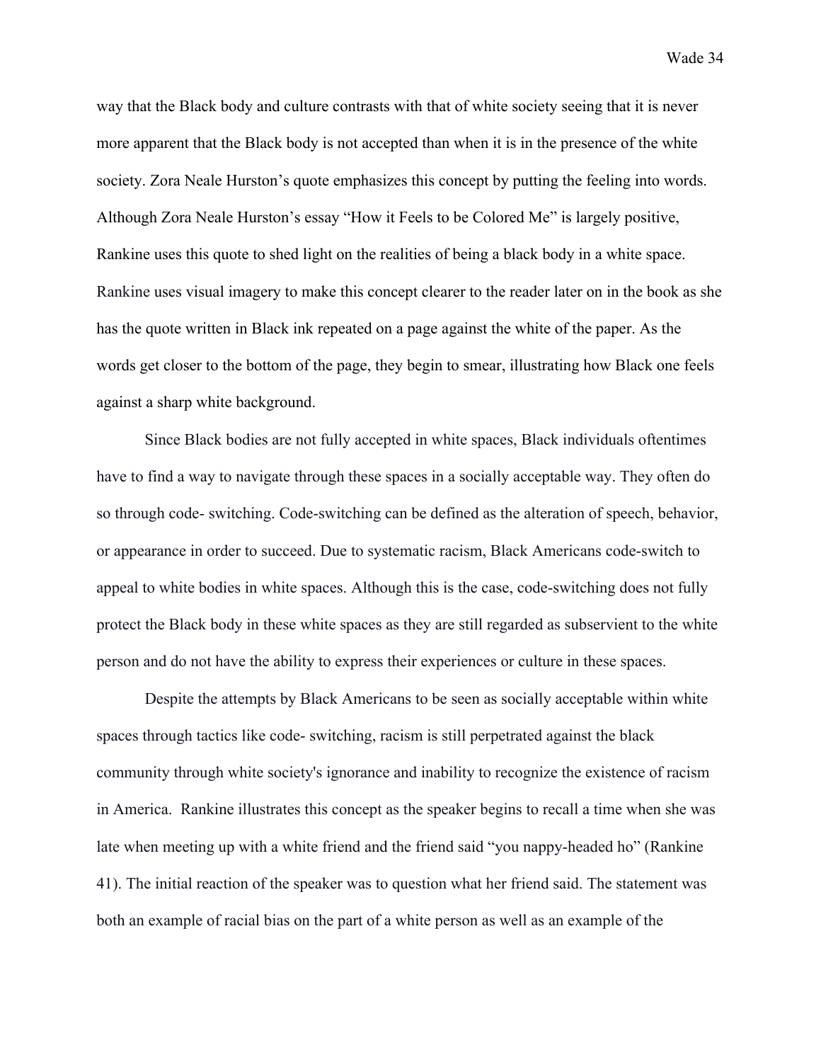way that the Black body and culture contrasts with that of white society seeing that it is never more apparent that the Black body is not accepted than when it is in the presence of the white society. Zora Neale Hurston's quote emphasizes this concept by putting the feeling into words. Although Zora Neale Hurston's essay "How it Feels to be Colored Me" is largely positive, Rankine uses this quote to shed light on the realities of being a black body in a white space. Rankine uses visual imagery to make this concept clearer to the reader later on in the book as she has the quote written in Black ink repeated on a page against the white of the paper. As the words get closer to the bottom of the page, they begin to smear, illustrating how Black one feels against a sharp white background.

Since Black bodies are not fully accepted in white spaces, Black individuals oftentimes have to find a way to navigate through these spaces in a socially acceptable way. They often do so through code- switching. Code-switching can be defined as the alteration of speech, behavior, or appearance in order to succeed. Due to systematic racism, Black Americans code-switch to appeal to white bodies in white spaces. Although this is the case, code-switching does not fully protect the Black body in these white spaces as they are still regarded as subservient to the white person and do not have the ability to express their experiences or culture in these spaces.

Despite the attempts by Black Americans to be seen as socially acceptable within white spaces through tactics like code- switching, racism is still perpetrated against the black community through white society's ignorance and inability to recognize the existence of racism in America. Rankine illustrates this concept as the speaker begins to recall a time when she was late when meeting up with a white friend and the friend said "you nappy-headed ho" (Rankine 41). The initial reaction of the speaker was to question what her friend said. The statement was both an example of racial bias on the part of a white person as well as an example of the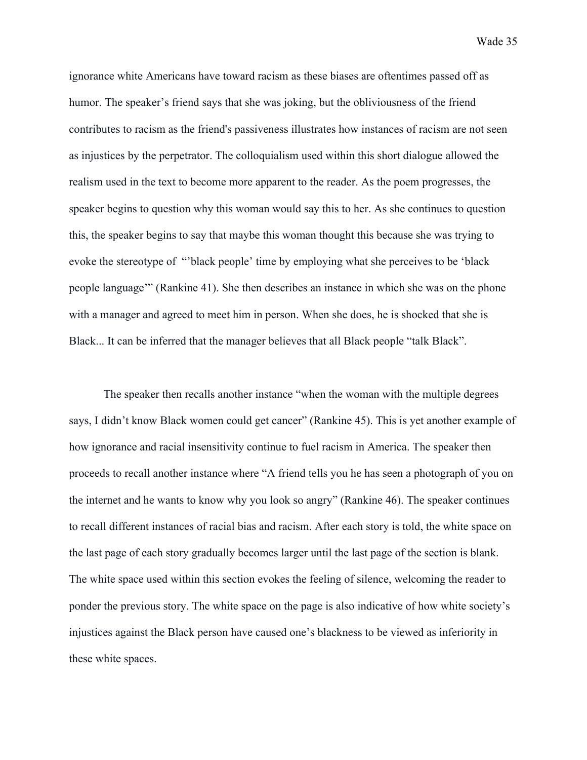ignorance white Americans have toward racism as these biases are oftentimes passed off as humor. The speaker's friend says that she was joking, but the obliviousness of the friend contributes to racism as the friend's passiveness illustrates how instances of racism are not seen as injustices by the perpetrator. The colloquialism used within this short dialogue allowed the realism used in the text to become more apparent to the reader. As the poem progresses, the speaker begins to question why this woman would say this to her. As she continues to question this, the speaker begins to say that maybe this woman thought this because she was trying to evoke the stereotype of "'black people' time by employing what she perceives to be 'black people language'" (Rankine 41). She then describes an instance in which she was on the phone with a manager and agreed to meet him in person. When she does, he is shocked that she is Black... It can be inferred that the manager believes that all Black people "talk Black".

The speaker then recalls another instance "when the woman with the multiple degrees says, I didn't know Black women could get cancer" (Rankine 45). This is yet another example of how ignorance and racial insensitivity continue to fuel racism in America. The speaker then proceeds to recall another instance where "A friend tells you he has seen a photograph of you on the internet and he wants to know why you look so angry" (Rankine 46). The speaker continues to recall different instances of racial bias and racism. After each story is told, the white space on the last page of each story gradually becomes larger until the last page of the section is blank. The white space used within this section evokes the feeling of silence, welcoming the reader to ponder the previous story. The white space on the page is also indicative of how white society's injustices against the Black person have caused one's blackness to be viewed as inferiority in these white spaces.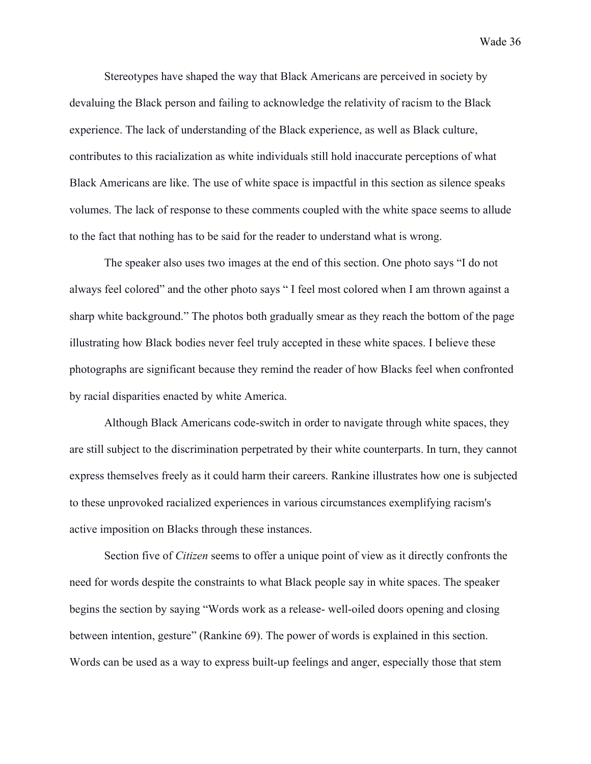Stereotypes have shaped the way that Black Americans are perceived in society by devaluing the Black person and failing to acknowledge the relativity of racism to the Black experience. The lack of understanding of the Black experience, as well as Black culture, contributes to this racialization as white individuals still hold inaccurate perceptions of what Black Americans are like. The use of white space is impactful in this section as silence speaks volumes. The lack of response to these comments coupled with the white space seems to allude to the fact that nothing has to be said for the reader to understand what is wrong.

The speaker also uses two images at the end of this section. One photo says "I do not always feel colored" and the other photo says " I feel most colored when I am thrown against a sharp white background." The photos both gradually smear as they reach the bottom of the page illustrating how Black bodies never feel truly accepted in these white spaces. I believe these photographs are significant because they remind the reader of how Blacks feel when confronted by racial disparities enacted by white America.

Although Black Americans code-switch in order to navigate through white spaces, they are still subject to the discrimination perpetrated by their white counterparts. In turn, they cannot express themselves freely as it could harm their careers. Rankine illustrates how one is subjected to these unprovoked racialized experiences in various circumstances exemplifying racism's active imposition on Blacks through these instances.

Section five of *Citizen* seems to offer a unique point of view as it directly confronts the need for words despite the constraints to what Black people say in white spaces. The speaker begins the section by saying "Words work as a release- well-oiled doors opening and closing between intention, gesture" (Rankine 69). The power of words is explained in this section. Words can be used as a way to express built-up feelings and anger, especially those that stem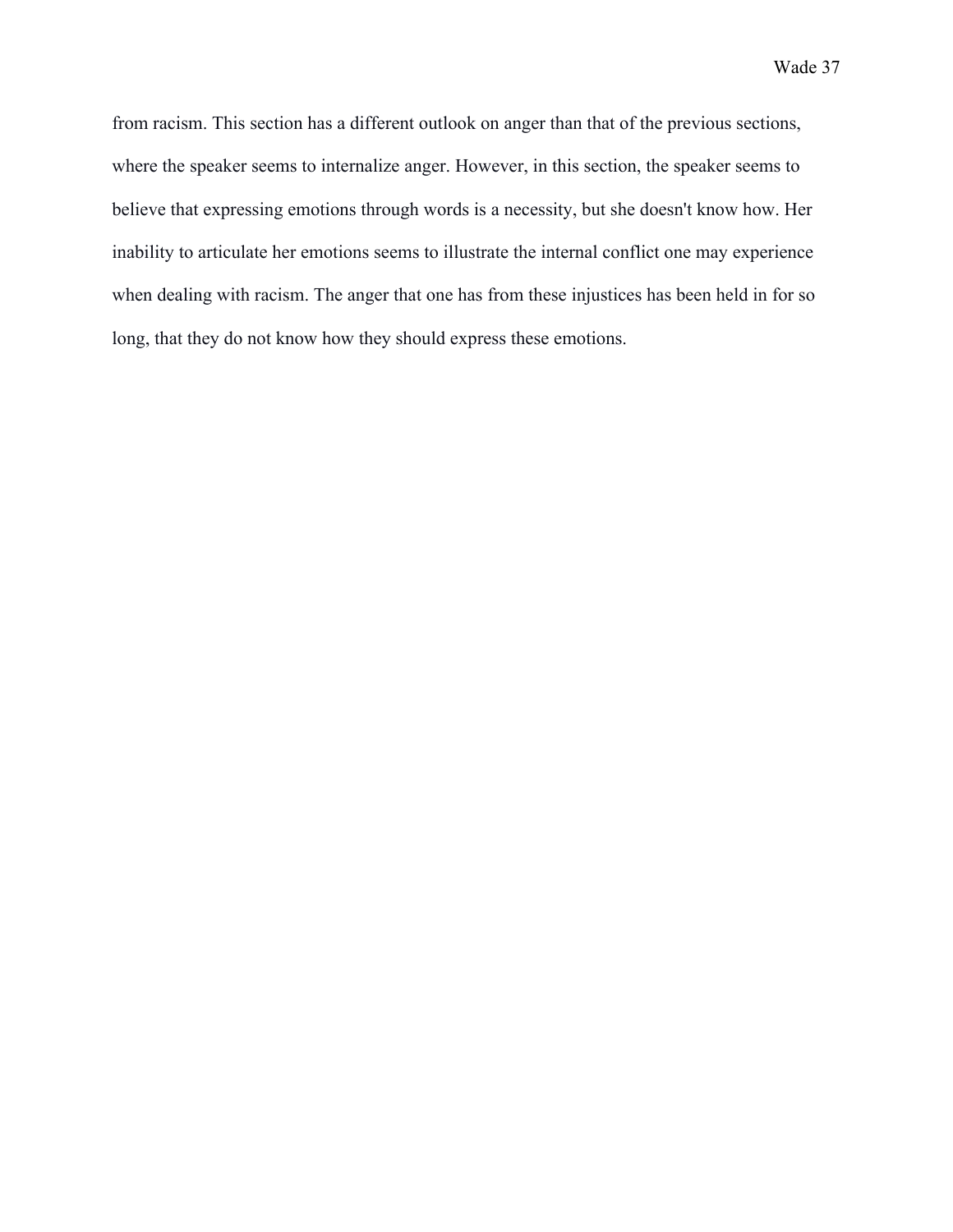from racism. This section has a different outlook on anger than that of the previous sections, where the speaker seems to internalize anger. However, in this section, the speaker seems to believe that expressing emotions through words is a necessity, but she doesn't know how. Her inability to articulate her emotions seems to illustrate the internal conflict one may experience when dealing with racism. The anger that one has from these injustices has been held in for so long, that they do not know how they should express these emotions.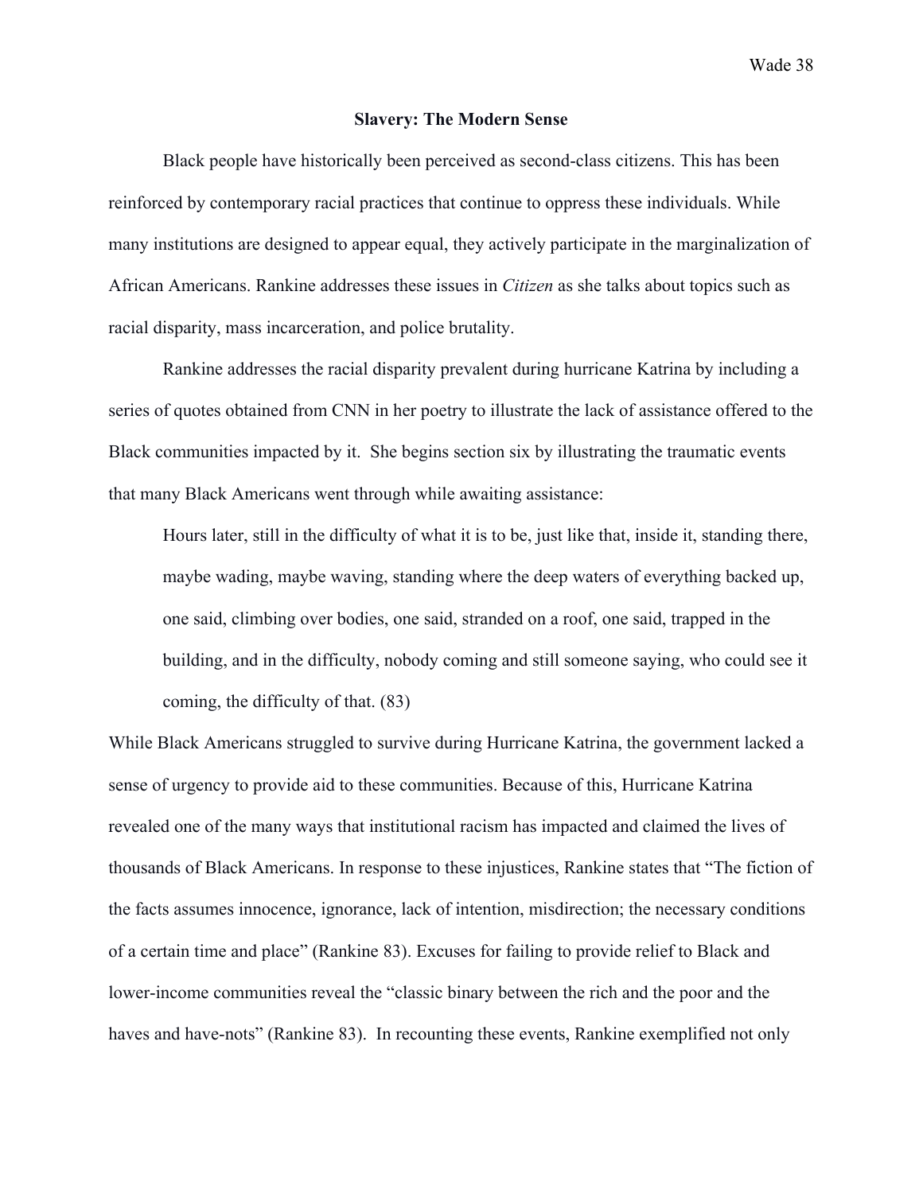## Slavery: The Modern Sense

Black people have historically been perceived as second-class citizens. This has been reinforced by contemporary racial practices that continue to oppress these individuals. While many institutions are designed to appear equal, they actively participate in the marginalization of African Americans. Rankine addresses these issues in *Citizen* as she talks about topics such as racial disparity, mass incarceration, and police brutality.

Rankine addresses the racial disparity prevalent during hurricane Katrina by including a series of quotes obtained from CNN in her poetry to illustrate the lack of assistance offered to the Black communities impacted by it. She begins section six by illustrating the traumatic events that many Black Americans went through while awaiting assistance:

> Hours later, still in the difficulty of what it is to be, just like that, inside it, standing there, maybe wading, maybe waving, standing where the deep waters of everything backed up, one said, climbing over bodies, one said, stranded on a roof, one said, trapped in the building, and in the difficulty, nobody coming and still someone saying, who could see it coming, the difficulty of that. (83)

While Black Americans struggled to survive during Hurricane Katrina, the government lacked a sense of urgency to provide aid to these communities. Because of this, Hurricane Katrina revealed one of the many ways that institutional racism has impacted and claimed the lives of thousands of Black Americans. In response to these injustices, Rankine states that "The fiction of the facts assumes innocence, ignorance, lack of intention, misdirection; the necessary conditions of a certain time and place" (Rankine 83). Excuses for failing to provide relief to Black and lower-income communities reveal the "classic binary between the rich and the poor and the haves and have-nots" (Rankine 83). In recounting these events, Rankine exemplified not only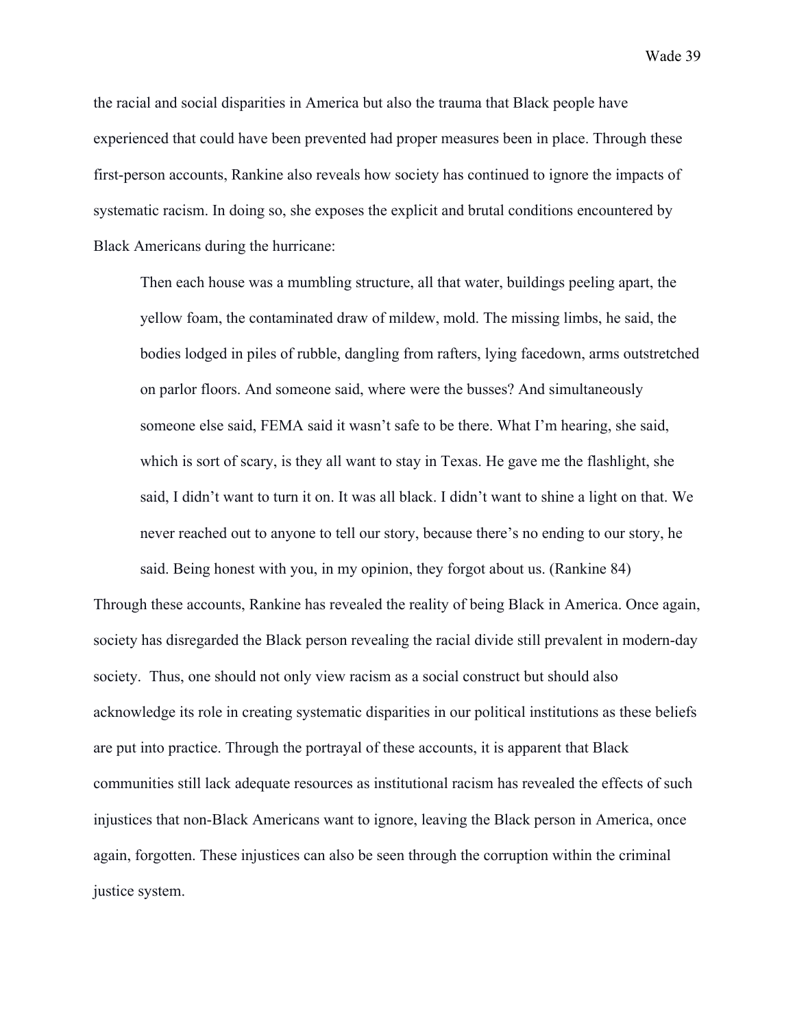the racial and social disparities in America but also the trauma that Black people have experienced that could have been prevented had proper measures been in place. Through these first-person accounts, Rankine also reveals how society has continued to ignore the impacts of systematic racism. In doing so, she exposes the explicit and brutal conditions encountered by Black Americans during the hurricane:

> Then each house was a mumbling structure, all that water, buildings peeling apart, the yellow foam, the contaminated draw of mildew, mold. The missing limbs, he said, the bodies lodged in piles of rubble, dangling from rafters, lying facedown, arms outstretched on parlor floors. And someone said, where were the busses? And simultaneously someone else said, FEMA said it wasn't safe to be there. What I'm hearing, she said, which is sort of scary, is they all want to stay in Texas. He gave me the flashlight, she said, I didn't want to turn it on. It was all black. I didn't want to shine a light on that. We never reached out to anyone to tell our story, because there's no ending to our story, he said. Being honest with you, in my opinion, they forgot about us. (Rankine 84)

Through these accounts, Rankine has revealed the reality of being Black in America. Once again, society has disregarded the Black person revealing the racial divide still prevalent in modern-day society. Thus, one should not only view racism as a social construct but should also acknowledge its role in creating systematic disparities in our political institutions as these beliefs are put into practice. Through the portrayal of these accounts, it is apparent that Black communities still lack adequate resources as institutional racism has revealed the effects of such injustices that non-Black Americans want to ignore, leaving the Black person in America, once again, forgotten. These injustices can also be seen through the corruption within the criminal justice system.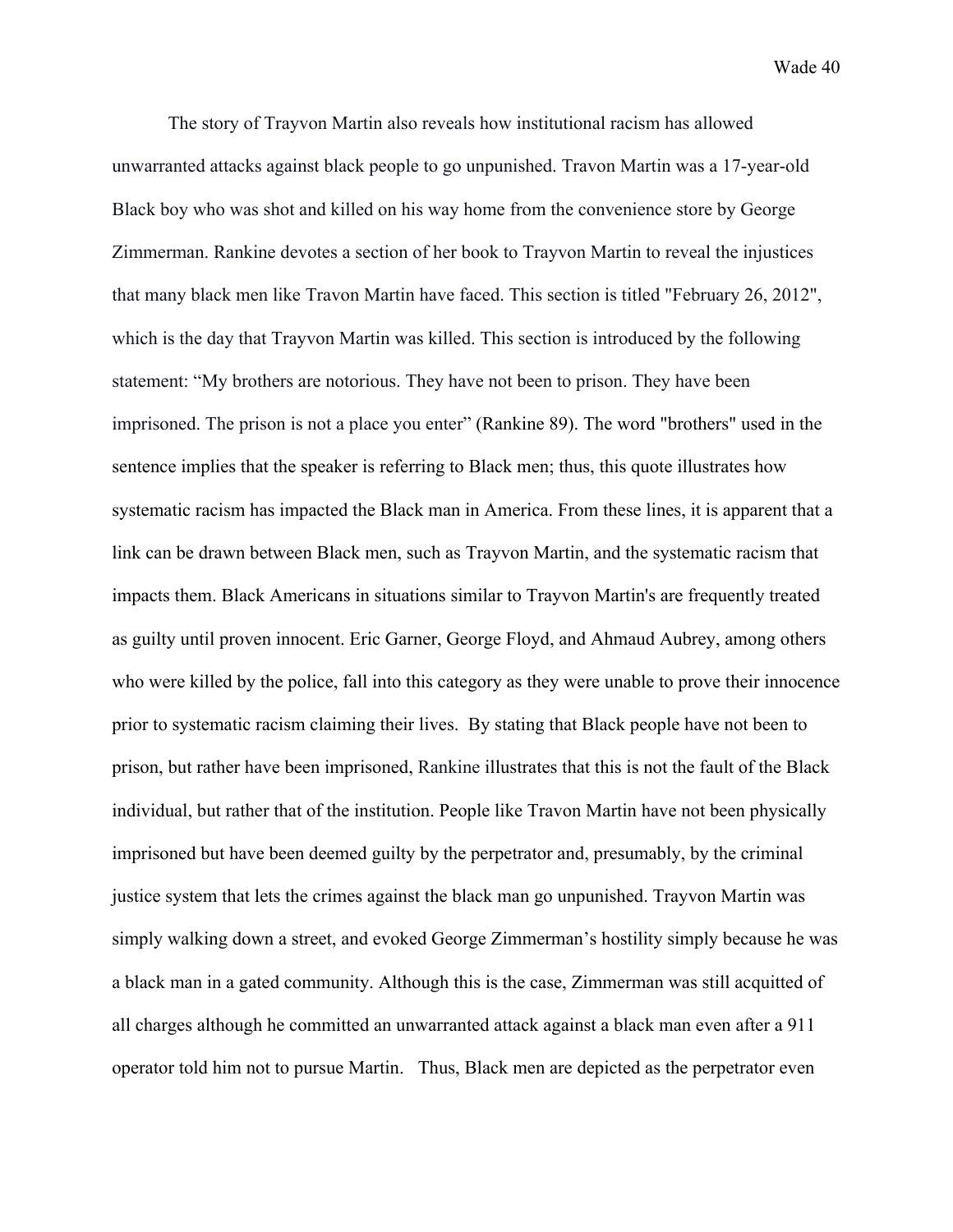The story of Trayvon Martin also reveals how institutional racism has allowed unwarranted attacks against black people to go unpunished. Travon Martin was a 17-year-old Black boy who was shot and killed on his way home from the convenience store by George Zimmerman. Rankine devotes a section of her book to Trayvon Martin to reveal the injustices that many black men like Travon Martin have faced. This section is titled "February 26, 2012", which is the day that Trayvon Martin was killed. This section is introduced by the following statement: "My brothers are notorious. They have not been to prison. They have been imprisoned. The prison is not a place you enter" (Rankine 89). The word "brothers" used in the sentence implies that the speaker is referring to Black men; thus, this quote illustrates how systematic racism has impacted the Black man in America. From these lines, it is apparent that a link can be drawn between Black men, such as Trayvon Martin, and the systematic racism that impacts them. Black Americans in situations similar to Trayvon Martin's are frequently treated as guilty until proven innocent. Eric Garner, George Floyd, and Ahmaud Aubrey, among others who were killed by the police, fall into this category as they were unable to prove their innocence prior to systematic racism claiming their lives. By stating that Black people have not been to prison, but rather have been imprisoned, Rankine illustrates that this is not the fault of the Black individual, but rather that of the institution. People like Travon Martin have not been physically imprisoned but have been deemed guilty by the perpetrator and, presumably, by the criminal justice system that lets the crimes against the black man go unpunished. Trayvon Martin was simply walking down a street, and evoked George Zimmerman's hostility simply because he was a black man in a gated community. Although this is the case, Zimmerman was still acquitted of all charges although he committed an unwarranted attack against a black man even after a 911 operator told him not to pursue Martin. Thus, Black men are depicted as the perpetrator even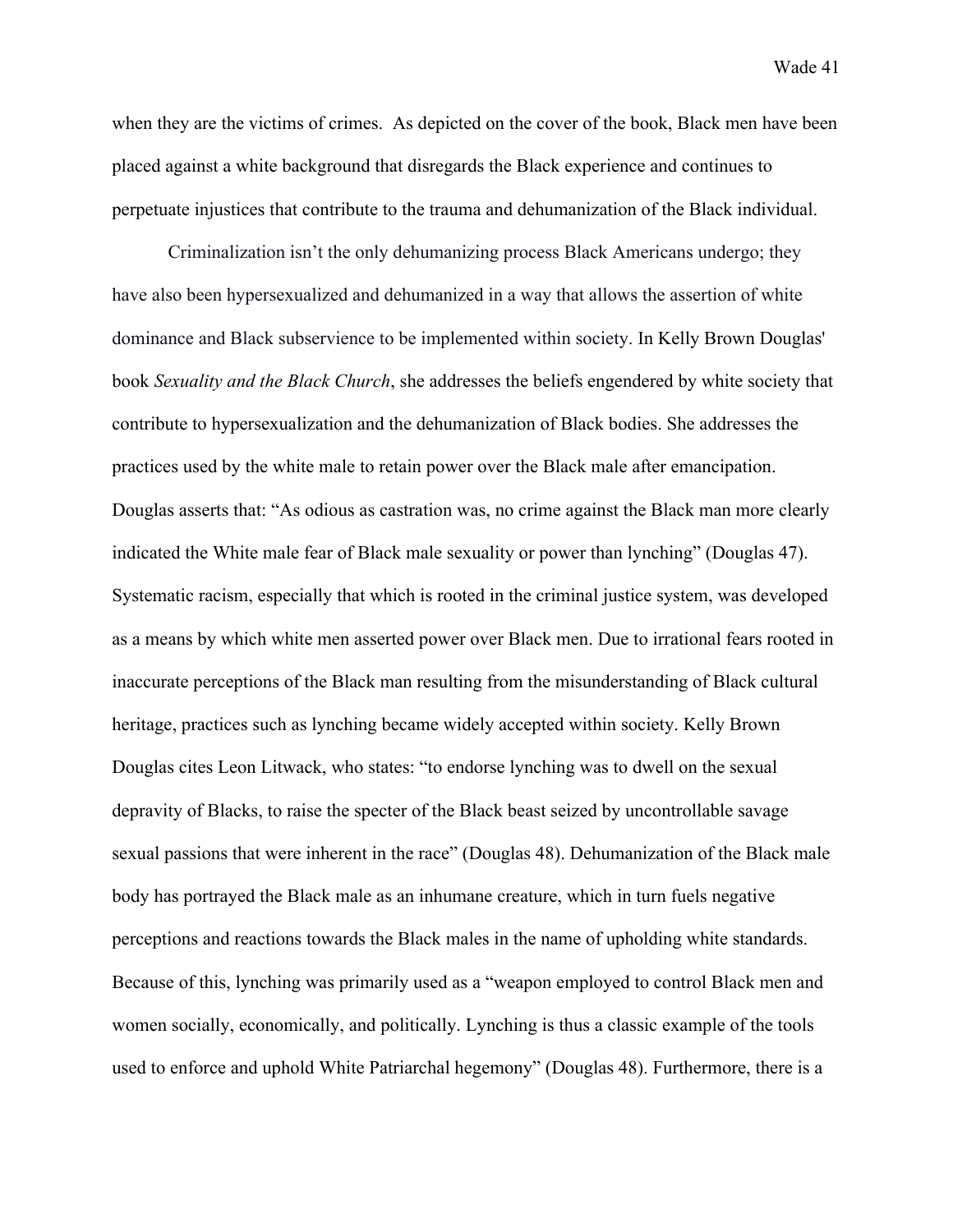when they are the victims of crimes. As depicted on the cover of the book, Black men have been placed against a white background that disregards the Black experience and continues to perpetuate injustices that contribute to the trauma and dehumanization of the Black individual.

Criminalization isn't the only dehumanizing process Black Americans undergo; they have also been hypersexualized and dehumanized in a way that allows the assertion of white dominance and Black subservience to be implemented within society. In Kelly Brown Douglas' book *Sexuality and the Black Church*, she addresses the beliefs engendered by white society that contribute to hypersexualization and the dehumanization of Black bodies. She addresses the practices used by the white male to retain power over the Black male after emancipation. Douglas asserts that: "As odious as castration was, no crime against the Black man more clearly indicated the White male fear of Black male sexuality or power than lynching" (Douglas 47). Systematic racism, especially that which is rooted in the criminal justice system, was developed as a means by which white men asserted power over Black men. Due to irrational fears rooted in inaccurate perceptions of the Black man resulting from the misunderstanding of Black cultural heritage, practices such as lynching became widely accepted within society. Kelly Brown Douglas cites Leon Litwack, who states: "to endorse lynching was to dwell on the sexual depravity of Blacks, to raise the specter of the Black beast seized by uncontrollable savage sexual passions that were inherent in the race" (Douglas 48). Dehumanization of the Black male body has portrayed the Black male as an inhumane creature, which in turn fuels negative perceptions and reactions towards the Black males in the name of upholding white standards. Because of this, lynching was primarily used as a "weapon employed to control Black men and women socially, economically, and politically. Lynching is thus a classic example of the tools used to enforce and uphold White Patriarchal hegemony" (Douglas 48). Furthermore, there is a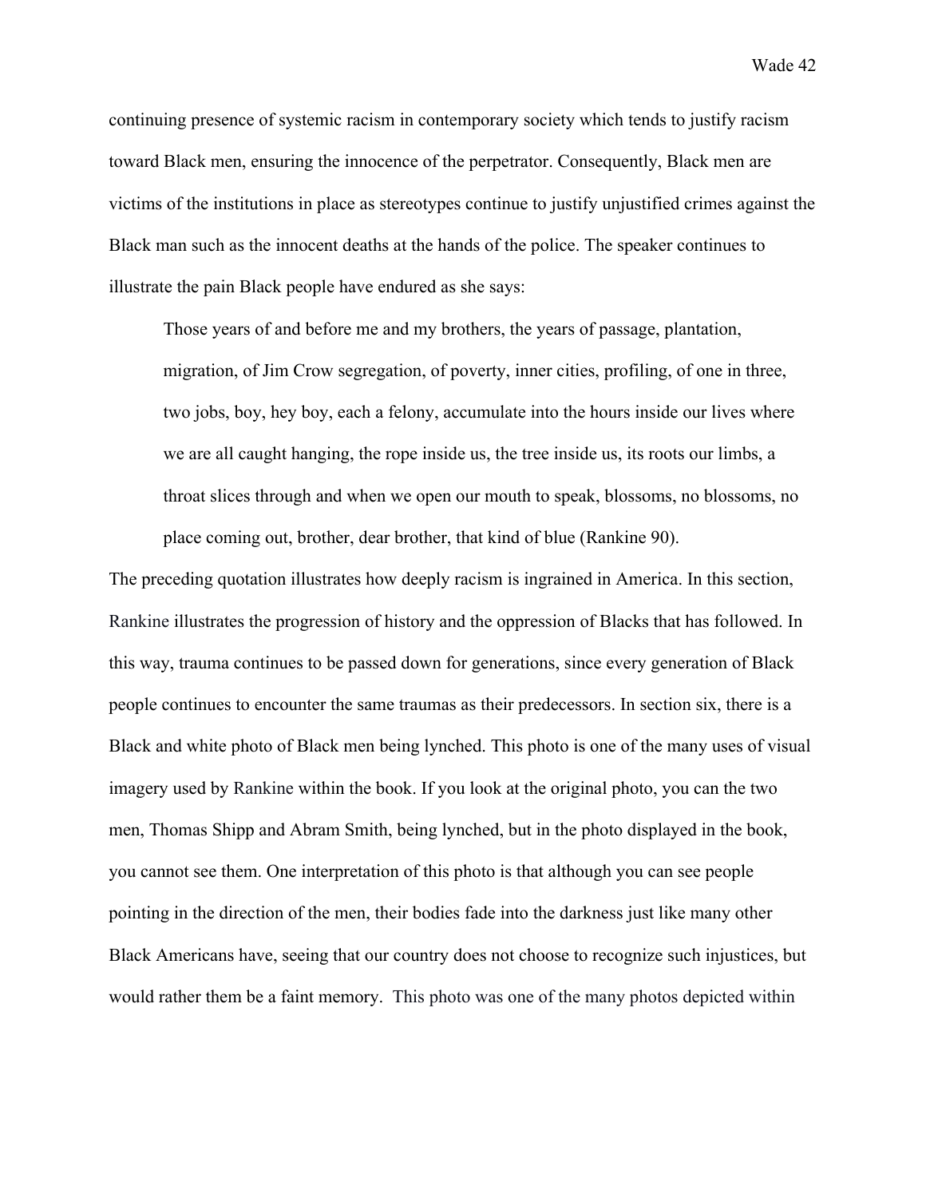continuing presence of systemic racism in contemporary society which tends to justify racism toward Black men, ensuring the innocence of the perpetrator. Consequently, Black men are victims of the institutions in place as stereotypes continue to justify unjustified crimes against the Black man such as the innocent deaths at the hands of the police. The speaker continues to illustrate the pain Black people have endured as she says:

> Those years of and before me and my brothers, the years of passage, plantation, migration, of Jim Crow segregation, of poverty, inner cities, profiling, of one in three, two jobs, boy, hey boy, each a felony, accumulate into the hours inside our lives where we are all caught hanging, the rope inside us, the tree inside us, its roots our limbs, a throat slices through and when we open our mouth to speak, blossoms, no blossoms, no place coming out, brother, dear brother, that kind of blue (Rankine 90).

The preceding quotation illustrates how deeply racism is ingrained in America. In this section, Rankine illustrates the progression of history and the oppression of Blacks that has followed. In this way, trauma continues to be passed down for generations, since every generation of Black people continues to encounter the same traumas as their predecessors. In section six, there is a Black and white photo of Black men being lynched. This photo is one of the many uses of visual imagery used by Rankine within the book. If you look at the original photo, you can the two men, Thomas Shipp and Abram Smith, being lynched, but in the photo displayed in the book, you cannot see them. One interpretation of this photo is that although you can see people pointing in the direction of the men, their bodies fade into the darkness just like many other Black Americans have, seeing that our country does not choose to recognize such injustices, but would rather them be a faint memory. This photo was one of the many photos depicted within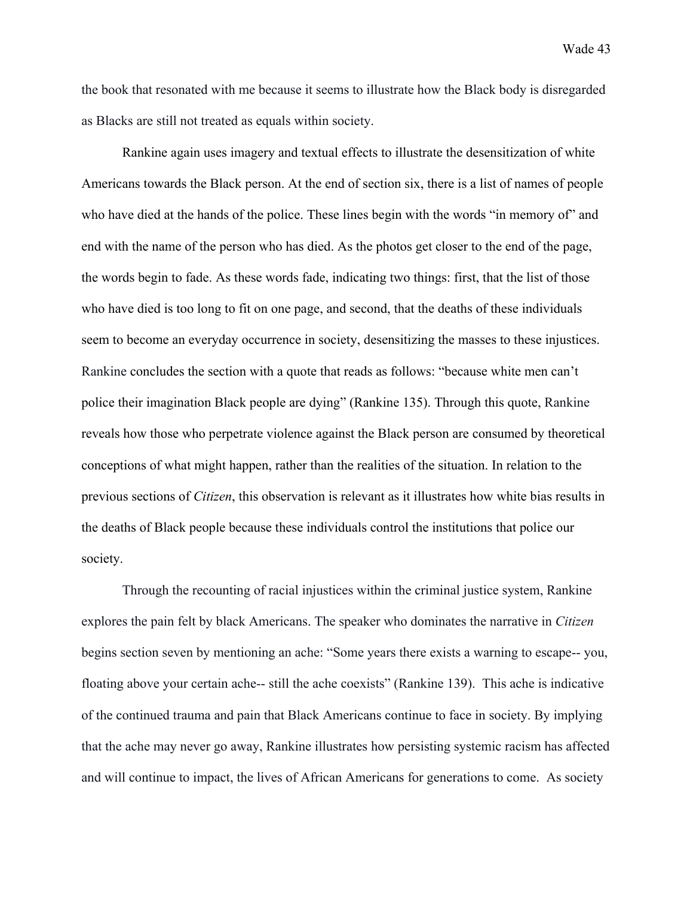the book that resonated with me because it seems to illustrate how the Black body is disregarded as Blacks are still not treated as equals within society.

Rankine again uses imagery and textual effects to illustrate the desensitization of white Americans towards the Black person. At the end of section six, there is a list of names of people who have died at the hands of the police. These lines begin with the words "in memory of" and end with the name of the person who has died. As the photos get closer to the end of the page, the words begin to fade. As these words fade, indicating two things: first, that the list of those who have died is too long to fit on one page, and second, that the deaths of these individuals seem to become an everyday occurrence in society, desensitizing the masses to these injustices. Rankine concludes the section with a quote that reads as follows: "because white men can't police their imagination Black people are dying" (Rankine 135). Through this quote, Rankine reveals how those who perpetrate violence against the Black person are consumed by theoretical conceptions of what might happen, rather than the realities of the situation. In relation to the previous sections of *Citizen*, this observation is relevant as it illustrates how white bias results in the deaths of Black people because these individuals control the institutions that police our society.

Through the recounting of racial injustices within the criminal justice system, Rankine explores the pain felt by black Americans. The speaker who dominates the narrative in *Citizen* begins section seven by mentioning an ache: "Some years there exists a warning to escape-- you, floating above your certain ache-- still the ache coexists" (Rankine 139). This ache is indicative of the continued trauma and pain that Black Americans continue to face in society. By implying that the ache may never go away, Rankine illustrates how persisting systemic racism has affected and will continue to impact, the lives of African Americans for generations to come. As society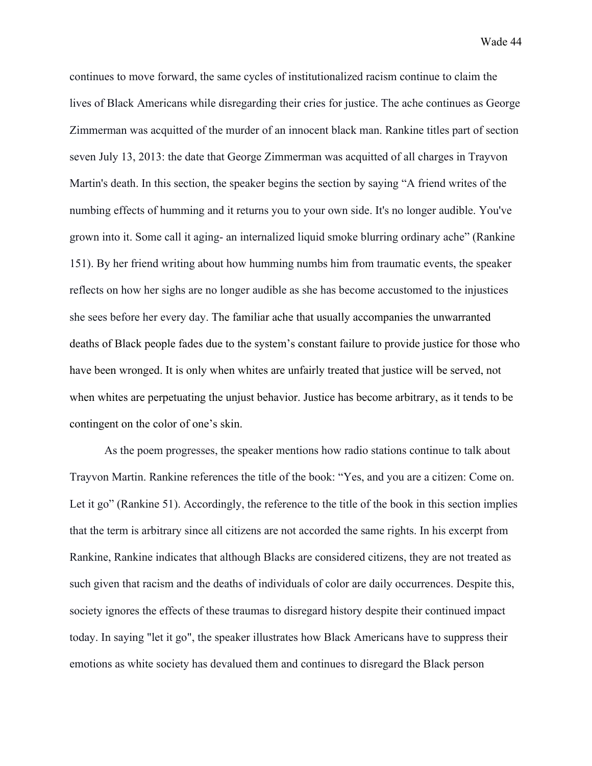continues to move forward, the same cycles of institutionalized racism continue to claim the lives of Black Americans while disregarding their cries for justice. The ache continues as George Zimmerman was acquitted of the murder of an innocent black man. Rankine titles part of section seven July 13, 2013: the date that George Zimmerman was acquitted of all charges in Trayvon Martin's death. In this section, the speaker begins the section by saying "A friend writes of the numbing effects of humming and it returns you to your own side. It's no longer audible. You've grown into it. Some call it aging- an internalized liquid smoke blurring ordinary ache" (Rankine 151). By her friend writing about how humming numbs him from traumatic events, the speaker reflects on how her sighs are no longer audible as she has become accustomed to the injustices she sees before her every day. The familiar ache that usually accompanies the unwarranted deaths of Black people fades due to the system's constant failure to provide justice for those who have been wronged. It is only when whites are unfairly treated that justice will be served, not when whites are perpetuating the unjust behavior. Justice has become arbitrary, as it tends to be contingent on the color of one's skin.

As the poem progresses, the speaker mentions how radio stations continue to talk about Trayvon Martin. Rankine references the title of the book: "Yes, and you are a citizen: Come on. Let it go" (Rankine 51). Accordingly, the reference to the title of the book in this section implies that the term is arbitrary since all citizens are not accorded the same rights. In his excerpt from Rankine, Rankine indicates that although Blacks are considered citizens, they are not treated as such given that racism and the deaths of individuals of color are daily occurrences. Despite this, society ignores the effects of these traumas to disregard history despite their continued impact today. In saying "let it go", the speaker illustrates how Black Americans have to suppress their emotions as white society has devalued them and continues to disregard the Black person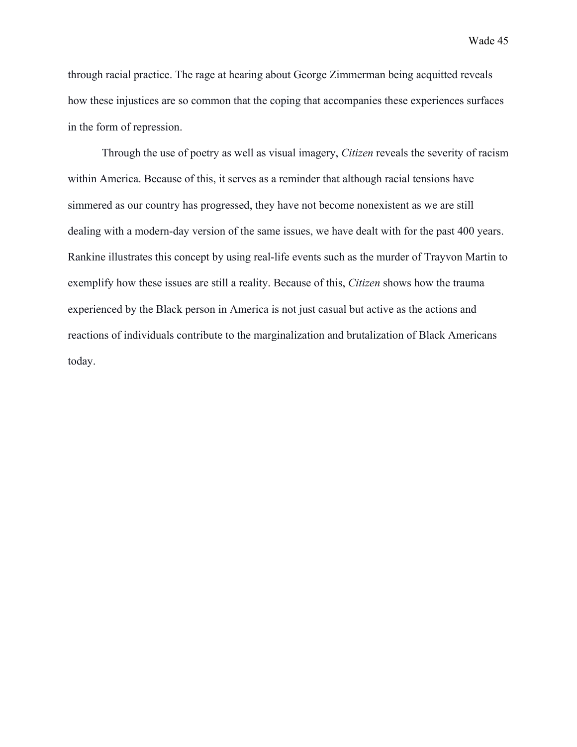through racial practice. The rage at hearing about George Zimmerman being acquitted reveals how these injustices are so common that the coping that accompanies these experiences surfaces in the form of repression.

Through the use of poetry as well as visual imagery, *Citizen* reveals the severity of racism within America. Because of this, it serves as a reminder that although racial tensions have simmered as our country has progressed, they have not become nonexistent as we are still dealing with a modern-day version of the same issues, we have dealt with for the past 400 years. Rankine illustrates this concept by using real-life events such as the murder of Trayvon Martin to exemplify how these issues are still a reality. Because of this, *Citizen* shows how the trauma experienced by the Black person in America is not just casual but active as the actions and reactions of individuals contribute to the marginalization and brutalization of Black Americans today.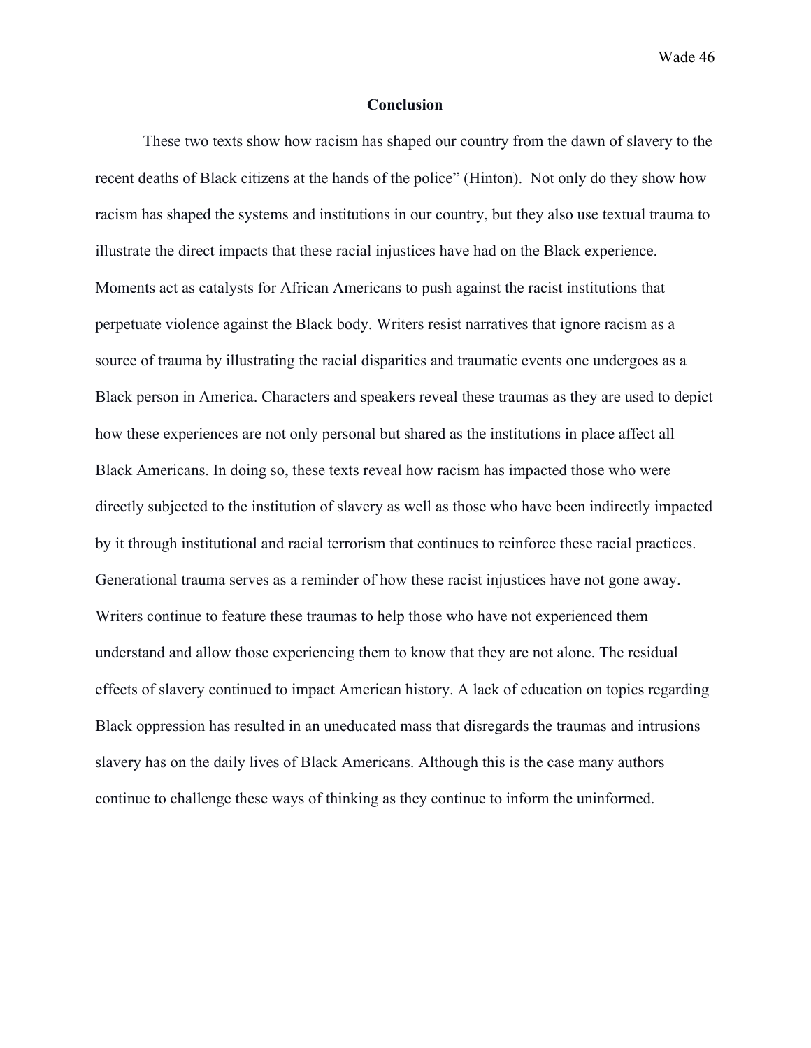## Conclusion

These two texts show how racism has shaped our country from the dawn of slavery to the recent deaths of Black citizens at the hands of the police" (Hinton). Not only do they show how racism has shaped the systems and institutions in our country, but they also use textual trauma to illustrate the direct impacts that these racial injustices have had on the Black experience. Moments act as catalysts for African Americans to push against the racist institutions that perpetuate violence against the Black body. Writers resist narratives that ignore racism as a source of trauma by illustrating the racial disparities and traumatic events one undergoes as a Black person in America. Characters and speakers reveal these traumas as they are used to depict how these experiences are not only personal but shared as the institutions in place affect all Black Americans. In doing so, these texts reveal how racism has impacted those who were directly subjected to the institution of slavery as well as those who have been indirectly impacted by it through institutional and racial terrorism that continues to reinforce these racial practices. Generational trauma serves as a reminder of how these racist injustices have not gone away. Writers continue to feature these traumas to help those who have not experienced them understand and allow those experiencing them to know that they are not alone. The residual effects of slavery continued to impact American history. A lack of education on topics regarding Black oppression has resulted in an uneducated mass that disregards the traumas and intrusions slavery has on the daily lives of Black Americans. Although this is the case many authors continue to challenge these ways of thinking as they continue to inform the uninformed.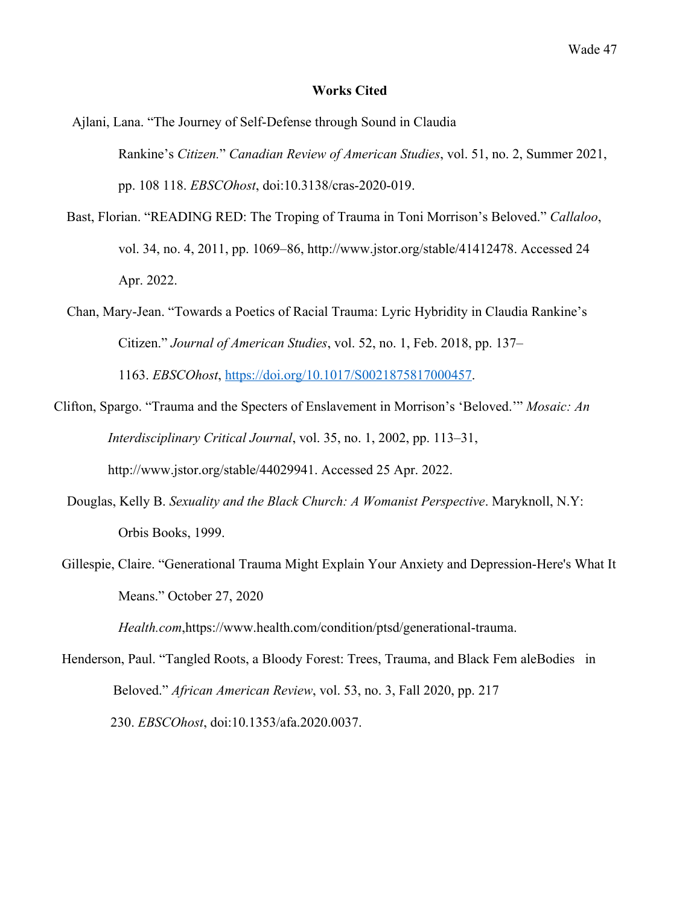# **Works Cited**

Ajlani, Lana. "The Journey of Self-Defense through Sound in Claudia Rankine's *Citizen.*" *Canadian Review of American Studies*, vol. 51, no. 2, Summer 2021, pp. 108 118. *EBSCOhost*, doi:10.3138/cras-2020-019.

Bast, Florian. "READING RED: The Troping of Trauma in Toni Morrison's Beloved." *Callaloo*, vol. 34, no. 4, 2011, pp. 1069–86, http://www.jstor.org/stable/41412478. Accessed 24 Apr. 2022.

Chan, Mary-Jean. "Towards a Poetics of Racial Trauma: Lyric Hybridity in Claudia Rankine's Citizen." *Journal of American Studies*, vol. 52, no. 1, Feb. 2018, pp. 137–1163. *EBSCOhost*, https://doi.org/10.1017/S0021875817000457.

Clifton, Spargo. "Trauma and the Specters of Enslavement in Morrison's 'Beloved.'" *Mosaic: An Interdisciplinary Critical Journal*, vol. 35, no. 1, 2002, pp. 113–31, http://www.jstor.org/stable/44029941. Accessed 25 Apr. 2022.

Douglas, Kelly B. *Sexuality and the Black Church: A Womanist Perspective*. Maryknoll, N.Y: Orbis Books, 1999.

Gillespie, Claire. "Generational Trauma Might Explain Your Anxiety and Depression-Here's What It Means." October 27, 2020 *Health.com*,https://www.health.com/condition/ptsd/generational-trauma.

Henderson, Paul. "Tangled Roots, a Bloody Forest: Trees, Trauma, and Black Fem aleBodies in Beloved." *African American Review*, vol. 53, no. 3, Fall 2020, pp. 217 230. *EBSCOhost*, doi:10.1353/afa.2020.0037.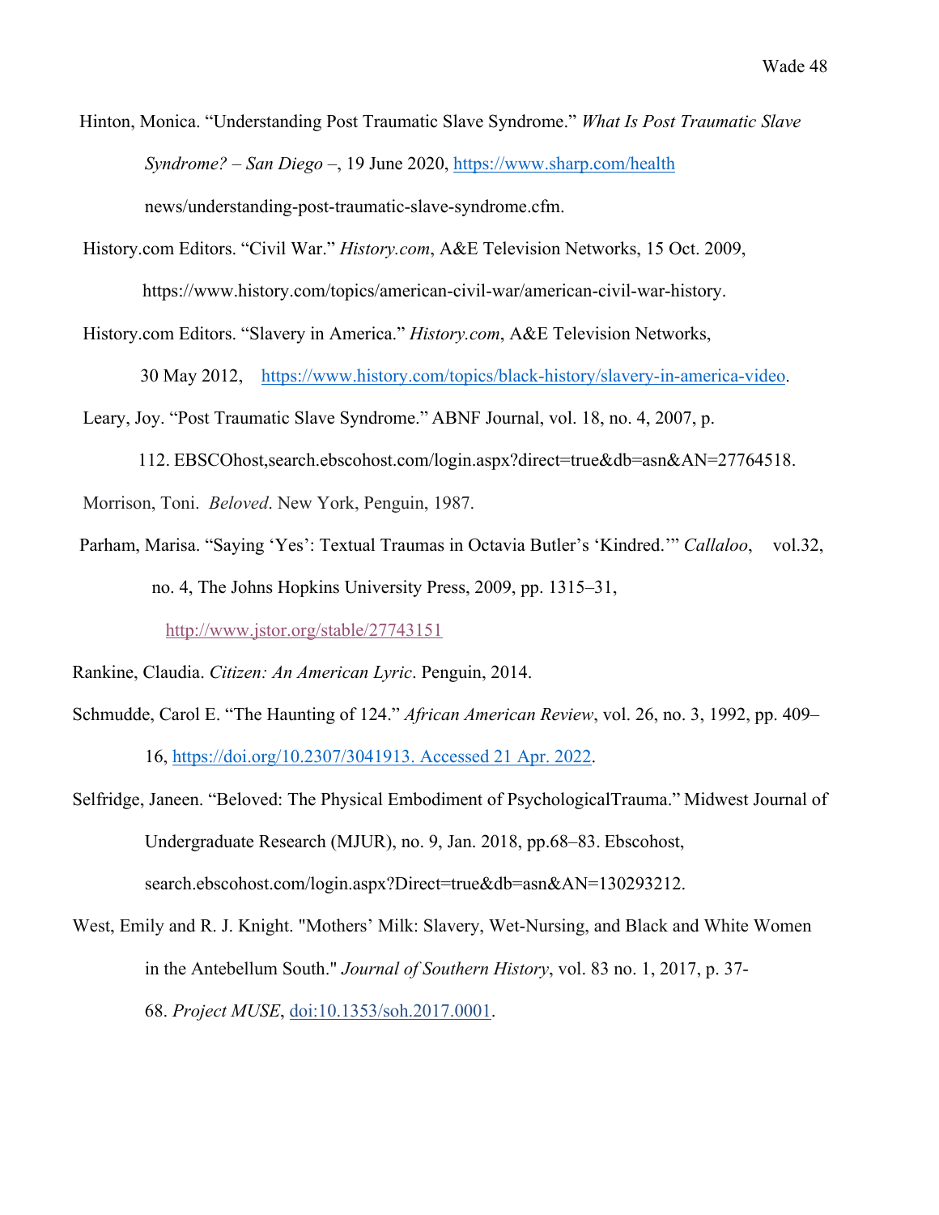Hinton, Monica. "Understanding Post Traumatic Slave Syndrome." *What Is Post Traumatic Slave Syndrome? – San Diego –*, 19 June 2020, https://www.sharp.com/health news/understanding-post-traumatic-slave-syndrome.cfm.

History.com Editors. "Civil War." *History.com*, A&E Television Networks, 15 Oct. 2009, https://www.history.com/topics/american-civil-war/american-civil-war-history.

History.com Editors. "Slavery in America." *History.com*, A&E Television Networks, 30 May 2012, https://www.history.com/topics/black-history/slavery-in-america-video.

Leary, Joy. "Post Traumatic Slave Syndrome." ABNF Journal, vol. 18, no. 4, 2007, p. 112. EBSCOhost,search.ebscohost.com/login.aspx?direct=true&db=asn&AN=27764518.

Morrison, Toni. *Beloved*. New York, Penguin, 1987.

Parham, Marisa. "Saying 'Yes': Textual Traumas in Octavia Butler's 'Kindred.'" *Callaloo*, vol.32, no. 4, The Johns Hopkins University Press, 2009, pp. 1315–31, http://www.jstor.org/stable/27743151

Rankine, Claudia. *Citizen: An American Lyric*. Penguin, 2014.

Schmudde, Carol E. "The Haunting of 124." *African American Review*, vol. 26, no. 3, 1992, pp. 409–16, https://doi.org/10.2307/3041913. Accessed 21 Apr. 2022.

Selfridge, Janeen. "Beloved: The Physical Embodiment of PsychologicalTrauma." Midwest Journal of Undergraduate Research (MJUR), no. 9, Jan. 2018, pp.68–83. Ebscohost, search.ebscohost.com/login.aspx?Direct=true&db=asn&AN=130293212.

West, Emily and R. J. Knight. "Mothers' Milk: Slavery, Wet-Nursing, and Black and White Women in the Antebellum South." *Journal of Southern History*, vol. 83 no. 1, 2017, p. 37-68. *Project MUSE*, doi:10.1353/soh.2017.0001.